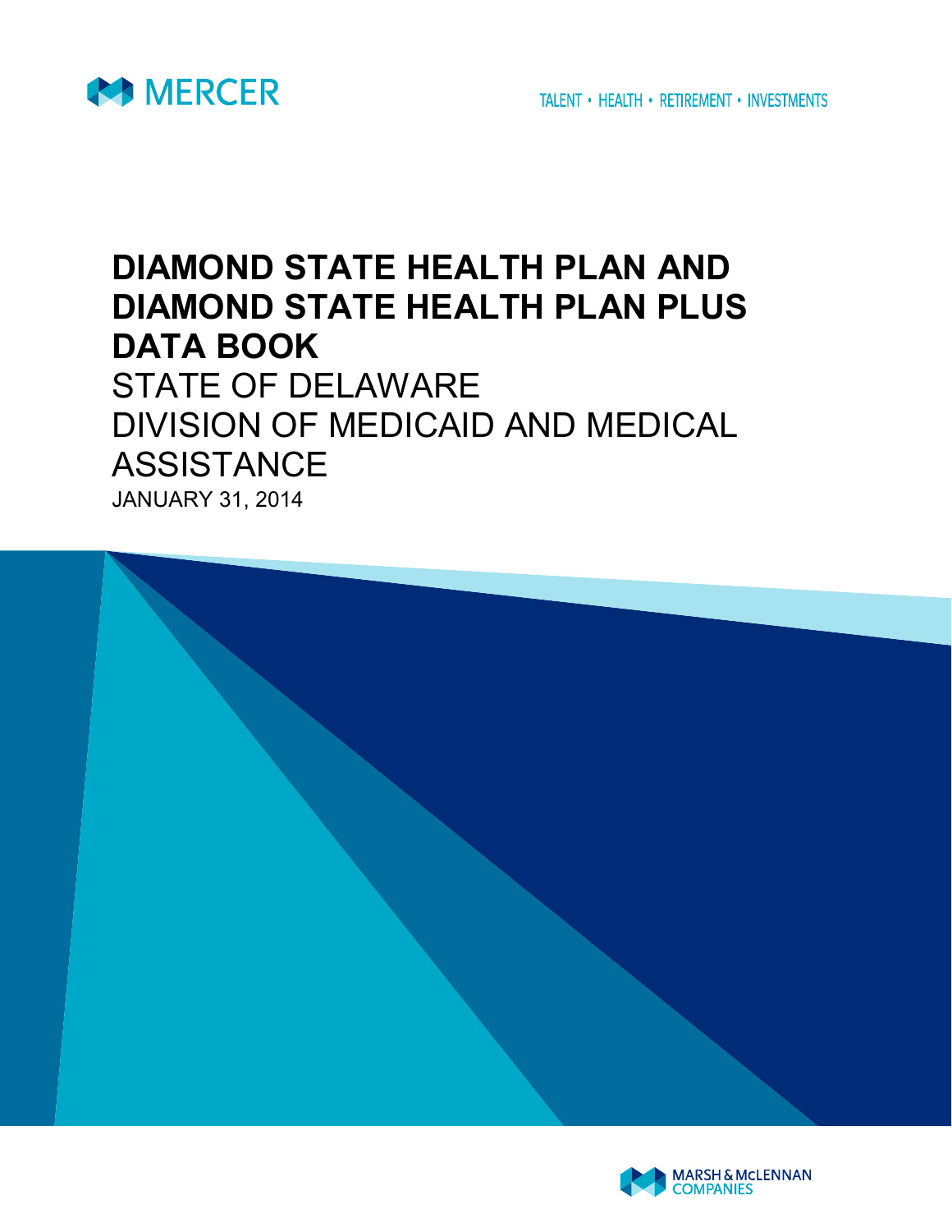MERCER

TALENT • HEALTH • RETIREMENT • INVESTMENTS

# DIAMOND STATE HEALTH PLAN AND DIAMOND STATE HEALTH PLAN PLUS DATA BOOK

STATE OF DELAWARE

DIVISION OF MEDICAID AND MEDICAL ASSISTANCE

JANUARY 31, 2014

MARSH & McLENNAN COMPANIES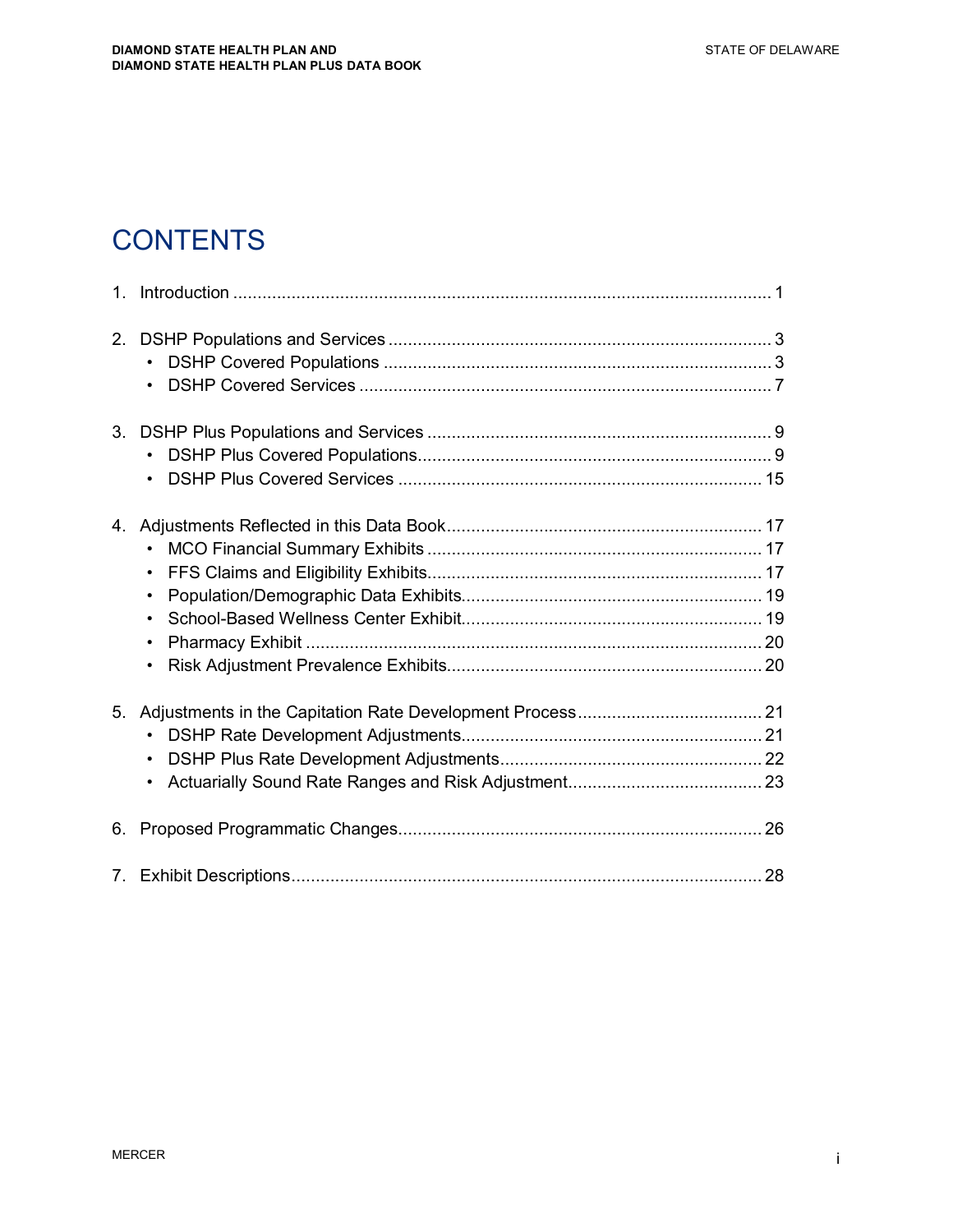# CONTENTS

1. Introduction ............................................................................................................ 1

2. DSHP Populations and Services ............................................................................. 3
   - DSHP Covered Populations ................................................................................ 3
   - DSHP Covered Services ..................................................................................... 7

3. DSHP Plus Populations and Services ...................................................................... 9
   - DSHP Plus Covered Populations......................................................................... 9
   - DSHP Plus Covered Services ........................................................................... 15

4. Adjustments Reflected in this Data Book................................................................ 17
   - MCO Financial Summary Exhibits ..................................................................... 17
   - FFS Claims and Eligibility Exhibits.................................................................... 17
   - Population/Demographic Data Exhibits.............................................................. 19
   - School-Based Wellness Center Exhibit.............................................................. 19
   - Pharmacy Exhibit .............................................................................................. 20
   - Risk Adjustment Prevalence Exhibits................................................................. 20

5. Adjustments in the Capitation Rate Development Process...................................... 21
   - DSHP Rate Development Adjustments.............................................................. 21
   - DSHP Plus Rate Development Adjustments...................................................... 22
   - Actuarially Sound Rate Ranges and Risk Adjustment........................................ 23

6. Proposed Programmatic Changes.......................................................................... 26

7. Exhibit Descriptions................................................................................................ 28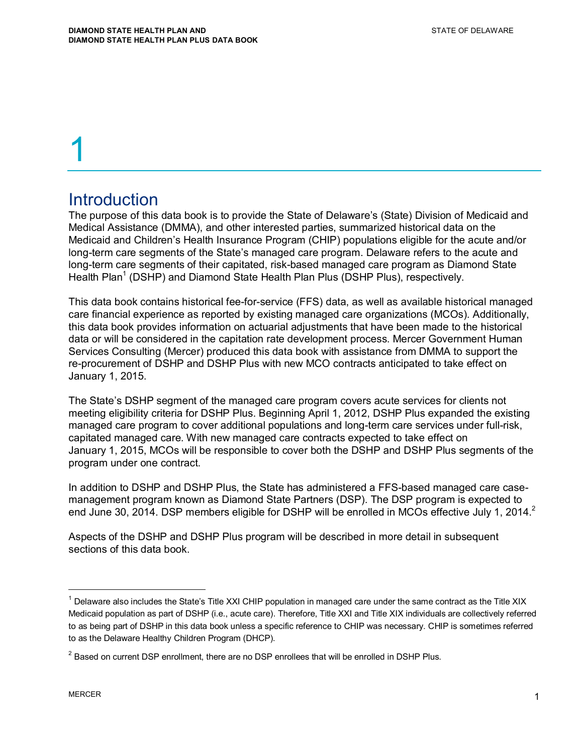# 1

## Introduction

The purpose of this data book is to provide the State of Delaware's (State) Division of Medicaid and Medical Assistance (DMMA), and other interested parties, summarized historical data on the Medicaid and Children's Health Insurance Program (CHIP) populations eligible for the acute and/or long-term care segments of the State's managed care program. Delaware refers to the acute and long-term care segments of their capitated, risk-based managed care program as Diamond State Health Plan[1] (DSHP) and Diamond State Health Plan Plus (DSHP Plus), respectively.

This data book contains historical fee-for-service (FFS) data, as well as available historical managed care financial experience as reported by existing managed care organizations (MCOs). Additionally, this data book provides information on actuarial adjustments that have been made to the historical data or will be considered in the capitation rate development process. Mercer Government Human Services Consulting (Mercer) produced this data book with assistance from DMMA to support the re-procurement of DSHP and DSHP Plus with new MCO contracts anticipated to take effect on January 1, 2015.

The State's DSHP segment of the managed care program covers acute services for clients not meeting eligibility criteria for DSHP Plus. Beginning April 1, 2012, DSHP Plus expanded the existing managed care program to cover additional populations and long-term care services under full-risk, capitated managed care. With new managed care contracts expected to take effect on January 1, 2015, MCOs will be responsible to cover both the DSHP and DSHP Plus segments of the program under one contract.

In addition to DSHP and DSHP Plus, the State has administered a FFS-based managed care case-management program known as Diamond State Partners (DSP). The DSP program is expected to end June 30, 2014. DSP members eligible for DSHP will be enrolled in MCOs effective July 1, 2014.[2]

Aspects of the DSHP and DSHP Plus program will be described in more detail in subsequent sections of this data book.

---

[1] Delaware also includes the State's Title XXI CHIP population in managed care under the same contract as the Title XIX Medicaid population as part of DSHP (i.e., acute care). Therefore, Title XXI and Title XIX individuals are collectively referred to as being part of DSHP in this data book unless a specific reference to CHIP was necessary. CHIP is sometimes referred to as the Delaware Healthy Children Program (DHCP).

[2] Based on current DSP enrollment, there are no DSP enrollees that will be enrolled in DSHP Plus.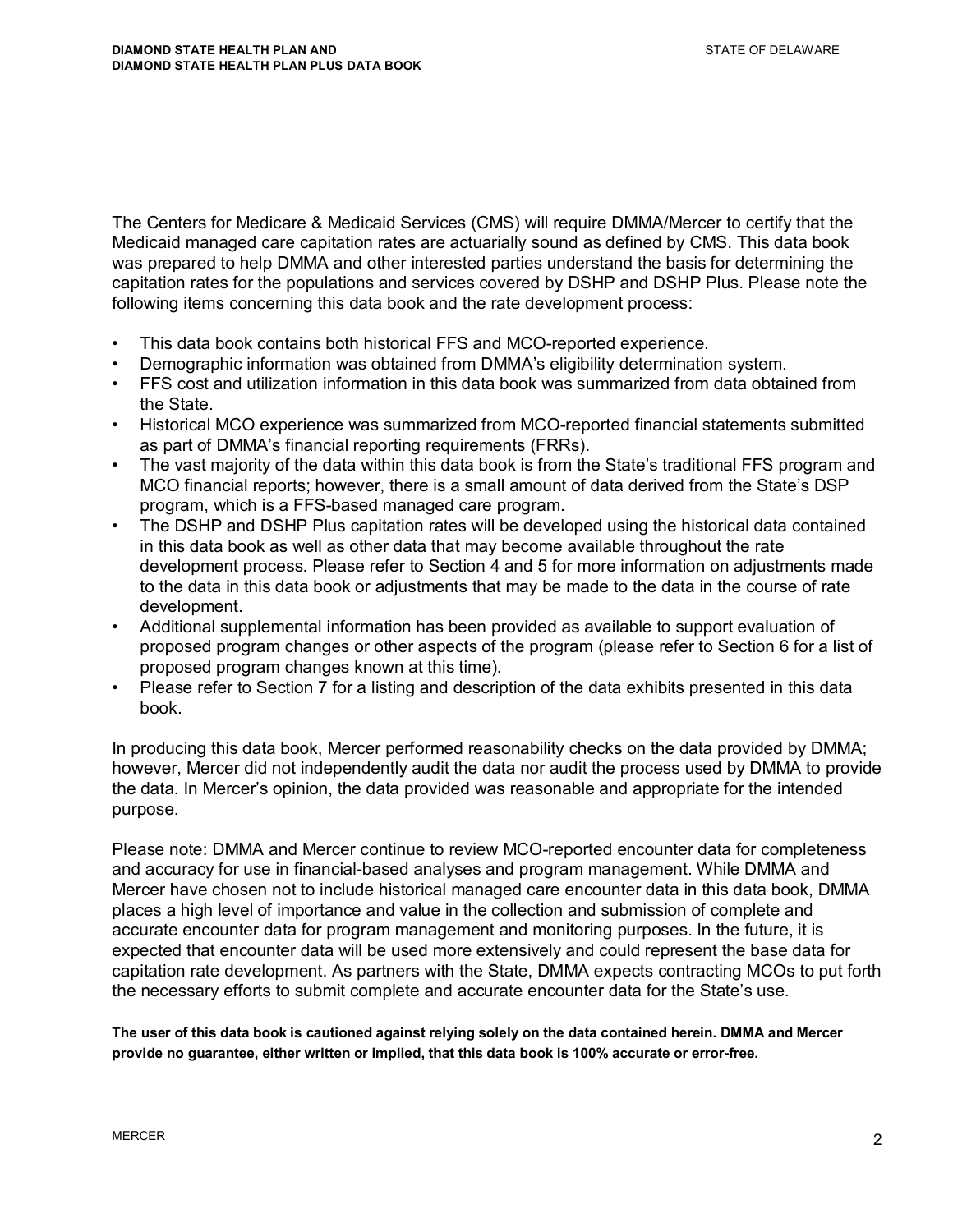The Centers for Medicare & Medicaid Services (CMS) will require DMMA/Mercer to certify that the Medicaid managed care capitation rates are actuarially sound as defined by CMS. This data book was prepared to help DMMA and other interested parties understand the basis for determining the capitation rates for the populations and services covered by DSHP and DSHP Plus. Please note the following items concerning this data book and the rate development process:

- This data book contains both historical FFS and MCO-reported experience.
- Demographic information was obtained from DMMA's eligibility determination system.
- FFS cost and utilization information in this data book was summarized from data obtained from the State.
- Historical MCO experience was summarized from MCO-reported financial statements submitted as part of DMMA's financial reporting requirements (FRRs).
- The vast majority of the data within this data book is from the State's traditional FFS program and MCO financial reports; however, there is a small amount of data derived from the State's DSP program, which is a FFS-based managed care program.
- The DSHP and DSHP Plus capitation rates will be developed using the historical data contained in this data book as well as other data that may become available throughout the rate development process. Please refer to Section 4 and 5 for more information on adjustments made to the data in this data book or adjustments that may be made to the data in the course of rate development.
- Additional supplemental information has been provided as available to support evaluation of proposed program changes or other aspects of the program (please refer to Section 6 for a list of proposed program changes known at this time).
- Please refer to Section 7 for a listing and description of the data exhibits presented in this data book.

In producing this data book, Mercer performed reasonability checks on the data provided by DMMA; however, Mercer did not independently audit the data nor audit the process used by DMMA to provide the data. In Mercer's opinion, the data provided was reasonable and appropriate for the intended purpose.

Please note: DMMA and Mercer continue to review MCO-reported encounter data for completeness and accuracy for use in financial-based analyses and program management. While DMMA and Mercer have chosen not to include historical managed care encounter data in this data book, DMMA places a high level of importance and value in the collection and submission of complete and accurate encounter data for program management and monitoring purposes. In the future, it is expected that encounter data will be used more extensively and could represent the base data for capitation rate development. As partners with the State, DMMA expects contracting MCOs to put forth the necessary efforts to submit complete and accurate encounter data for the State's use.

**The user of this data book is cautioned against relying solely on the data contained herein. DMMA and Mercer provide no guarantee, either written or implied, that this data book is 100% accurate or error-free.**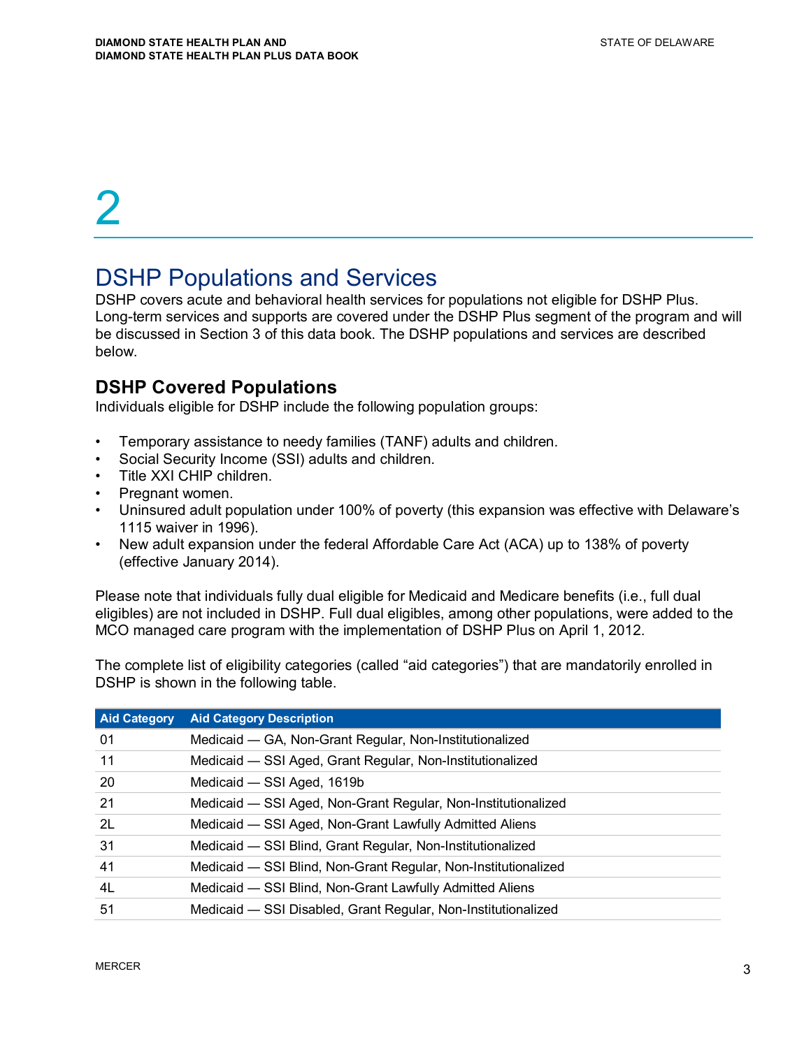# 2

# DSHP Populations and Services

DSHP covers acute and behavioral health services for populations not eligible for DSHP Plus. Long-term services and supports are covered under the DSHP Plus segment of the program and will be discussed in Section 3 of this data book. The DSHP populations and services are described below.

## DSHP Covered Populations

Individuals eligible for DSHP include the following population groups:

- Temporary assistance to needy families (TANF) adults and children.
- Social Security Income (SSI) adults and children.
- Title XXI CHIP children.
- Pregnant women.
- Uninsured adult population under 100% of poverty (this expansion was effective with Delaware's 1115 waiver in 1996).
- New adult expansion under the federal Affordable Care Act (ACA) up to 138% of poverty (effective January 2014).

Please note that individuals fully dual eligible for Medicaid and Medicare benefits (i.e., full dual eligibles) are not included in DSHP. Full dual eligibles, among other populations, were added to the MCO managed care program with the implementation of DSHP Plus on April 1, 2012.

The complete list of eligibility categories (called "aid categories") that are mandatorily enrolled in DSHP is shown in the following table.

| Aid Category | Aid Category Description |
|---|---|
| 01 | Medicaid — GA, Non-Grant Regular, Non-Institutionalized |
| 11 | Medicaid — SSI Aged, Grant Regular, Non-Institutionalized |
| 20 | Medicaid — SSI Aged, 1619b |
| 21 | Medicaid — SSI Aged, Non-Grant Regular, Non-Institutionalized |
| 2L | Medicaid — SSI Aged, Non-Grant Lawfully Admitted Aliens |
| 31 | Medicaid — SSI Blind, Grant Regular, Non-Institutionalized |
| 41 | Medicaid — SSI Blind, Non-Grant Regular, Non-Institutionalized |
| 4L | Medicaid — SSI Blind, Non-Grant Lawfully Admitted Aliens |
| 51 | Medicaid — SSI Disabled, Grant Regular, Non-Institutionalized |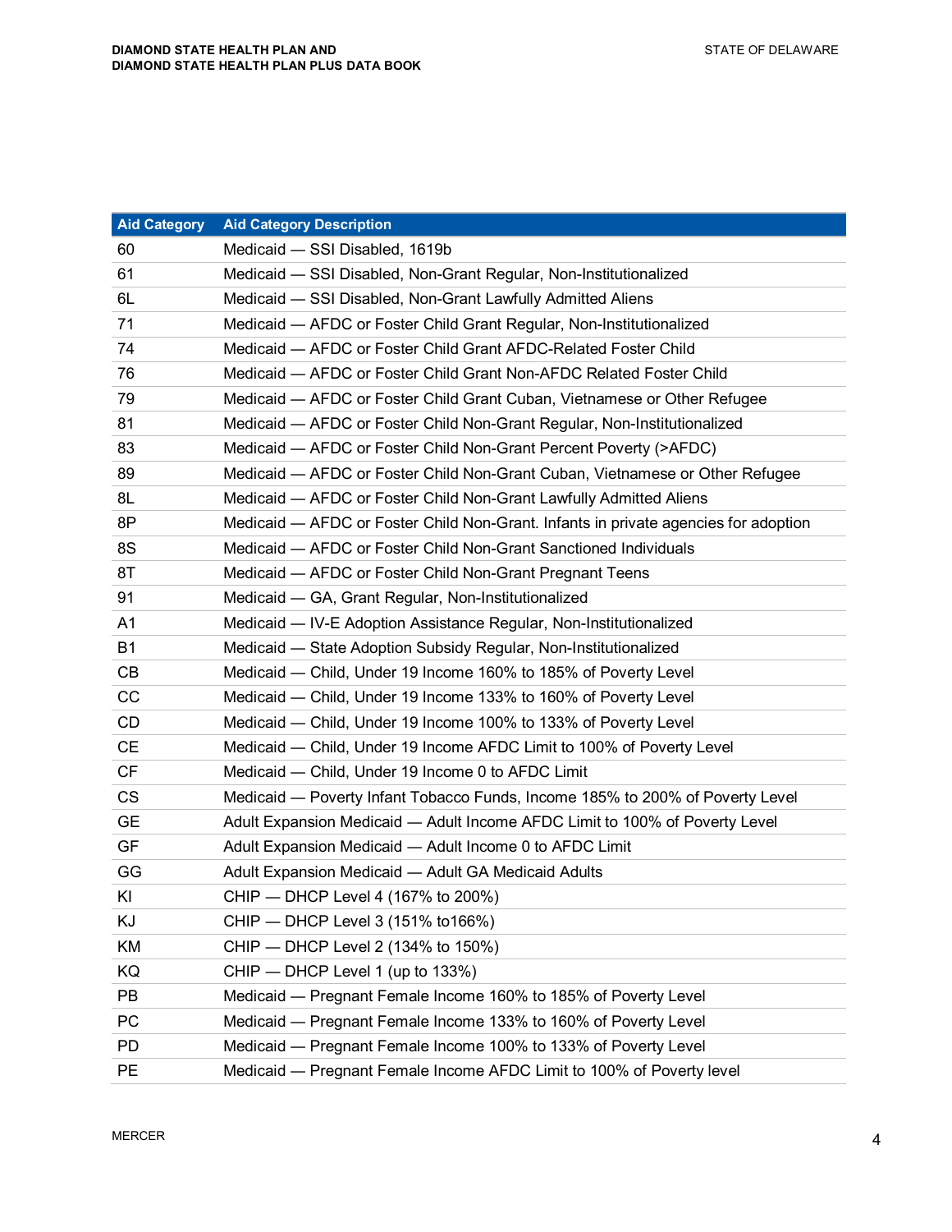| Aid Category | Aid Category Description |
|---|---|
| 60 | Medicaid — SSI Disabled, 1619b |
| 61 | Medicaid — SSI Disabled, Non-Grant Regular, Non-Institutionalized |
| 6L | Medicaid — SSI Disabled, Non-Grant Lawfully Admitted Aliens |
| 71 | Medicaid — AFDC or Foster Child Grant Regular, Non-Institutionalized |
| 74 | Medicaid — AFDC or Foster Child Grant AFDC-Related Foster Child |
| 76 | Medicaid — AFDC or Foster Child Grant Non-AFDC Related Foster Child |
| 79 | Medicaid — AFDC or Foster Child Grant Cuban, Vietnamese or Other Refugee |
| 81 | Medicaid — AFDC or Foster Child Non-Grant Regular, Non-Institutionalized |
| 83 | Medicaid — AFDC or Foster Child Non-Grant Percent Poverty (>AFDC) |
| 89 | Medicaid — AFDC or Foster Child Non-Grant Cuban, Vietnamese or Other Refugee |
| 8L | Medicaid — AFDC or Foster Child Non-Grant Lawfully Admitted Aliens |
| 8P | Medicaid — AFDC or Foster Child Non-Grant. Infants in private agencies for adoption |
| 8S | Medicaid — AFDC or Foster Child Non-Grant Sanctioned Individuals |
| 8T | Medicaid — AFDC or Foster Child Non-Grant Pregnant Teens |
| 91 | Medicaid — GA, Grant Regular, Non-Institutionalized |
| A1 | Medicaid — IV-E Adoption Assistance Regular, Non-Institutionalized |
| B1 | Medicaid — State Adoption Subsidy Regular, Non-Institutionalized |
| CB | Medicaid — Child, Under 19 Income 160% to 185% of Poverty Level |
| CC | Medicaid — Child, Under 19 Income 133% to 160% of Poverty Level |
| CD | Medicaid — Child, Under 19 Income 100% to 133% of Poverty Level |
| CE | Medicaid — Child, Under 19 Income AFDC Limit to 100% of Poverty Level |
| CF | Medicaid — Child, Under 19 Income 0 to AFDC Limit |
| CS | Medicaid — Poverty Infant Tobacco Funds, Income 185% to 200% of Poverty Level |
| GE | Adult Expansion Medicaid — Adult Income AFDC Limit to 100% of Poverty Level |
| GF | Adult Expansion Medicaid — Adult Income 0 to AFDC Limit |
| GG | Adult Expansion Medicaid — Adult GA Medicaid Adults |
| KI | CHIP — DHCP Level 4 (167% to 200%) |
| KJ | CHIP — DHCP Level 3 (151% to166%) |
| KM | CHIP — DHCP Level 2 (134% to 150%) |
| KQ | CHIP — DHCP Level 1 (up to 133%) |
| PB | Medicaid — Pregnant Female Income 160% to 185% of Poverty Level |
| PC | Medicaid — Pregnant Female Income 133% to 160% of Poverty Level |
| PD | Medicaid — Pregnant Female Income 100% to 133% of Poverty Level |
| PE | Medicaid — Pregnant Female Income AFDC Limit to 100% of Poverty level |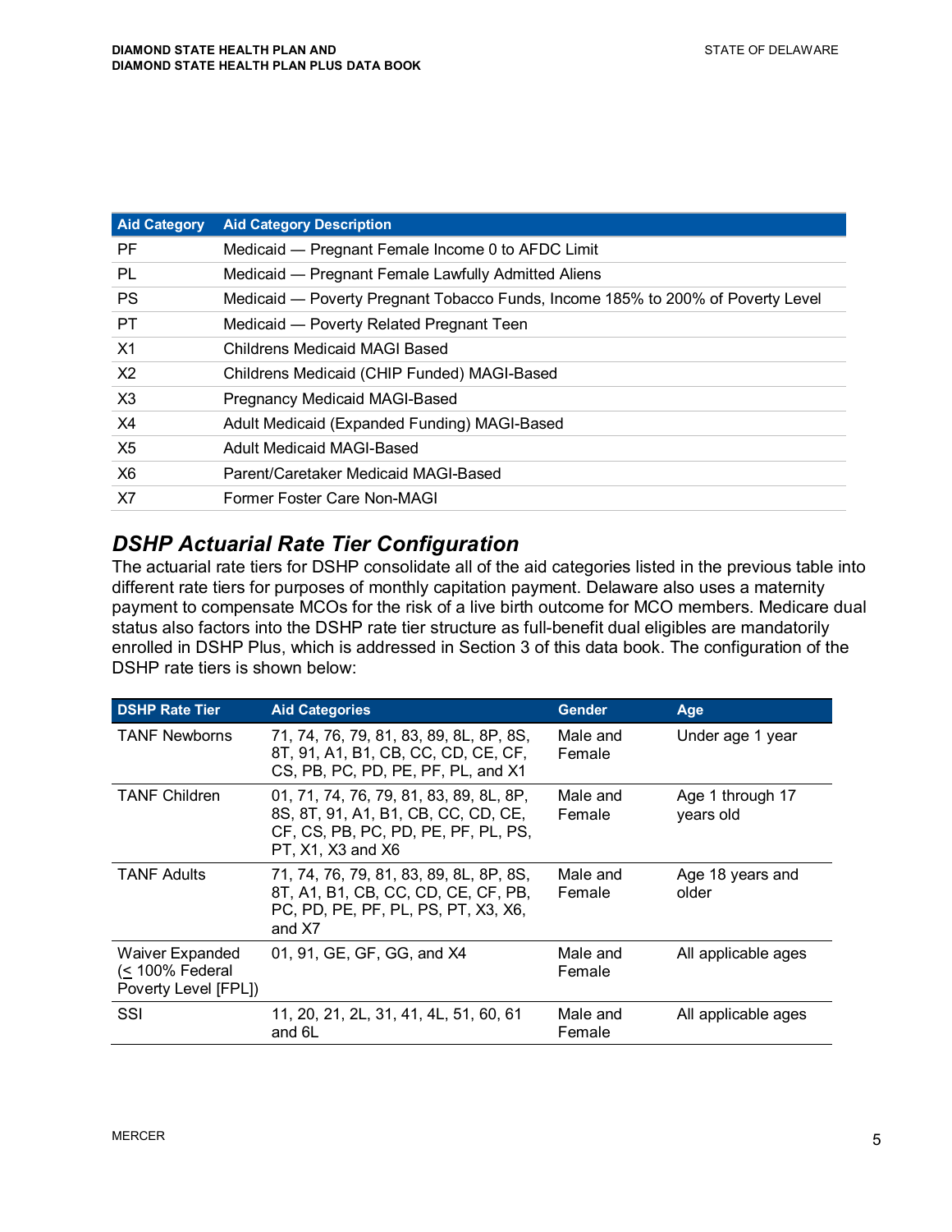| Aid Category | Aid Category Description |
|---|---|
| PF | Medicaid — Pregnant Female Income 0 to AFDC Limit |
| PL | Medicaid — Pregnant Female Lawfully Admitted Aliens |
| PS | Medicaid — Poverty Pregnant Tobacco Funds, Income 185% to 200% of Poverty Level |
| PT | Medicaid — Poverty Related Pregnant Teen |
| X1 | Childrens Medicaid MAGI Based |
| X2 | Childrens Medicaid (CHIP Funded) MAGI-Based |
| X3 | Pregnancy Medicaid MAGI-Based |
| X4 | Adult Medicaid (Expanded Funding) MAGI-Based |
| X5 | Adult Medicaid MAGI-Based |
| X6 | Parent/Caretaker Medicaid MAGI-Based |
| X7 | Former Foster Care Non-MAGI |

## *DSHP Actuarial Rate Tier Configuration*

The actuarial rate tiers for DSHP consolidate all of the aid categories listed in the previous table into different rate tiers for purposes of monthly capitation payment. Delaware also uses a maternity payment to compensate MCOs for the risk of a live birth outcome for MCO members. Medicare dual status also factors into the DSHP rate tier structure as full-benefit dual eligibles are mandatorily enrolled in DSHP Plus, which is addressed in Section 3 of this data book. The configuration of the DSHP rate tiers is shown below:

| DSHP Rate Tier | Aid Categories | Gender | Age |
|---|---|---|---|
| TANF Newborns | 71, 74, 76, 79, 81, 83, 89, 8L, 8P, 8S, 8T, 91, A1, B1, CB, CC, CD, CE, CF, CS, PB, PC, PD, PE, PF, PL, and X1 | Male and Female | Under age 1 year |
| TANF Children | 01, 71, 74, 76, 79, 81, 83, 89, 8L, 8P, 8S, 8T, 91, A1, B1, CB, CC, CD, CE, CF, CS, PB, PC, PD, PE, PF, PL, PS, PT, X1, X3 and X6 | Male and Female | Age 1 through 17 years old |
| TANF Adults | 71, 74, 76, 79, 81, 83, 89, 8L, 8P, 8S, 8T, A1, B1, CB, CC, CD, CE, CF, PB, PC, PD, PE, PF, PL, PS, PT, X3, X6, and X7 | Male and Female | Age 18 years and older |
| Waiver Expanded (≤ 100% Federal Poverty Level [FPL]) | 01, 91, GE, GF, GG, and X4 | Male and Female | All applicable ages |
| SSI | 11, 20, 21, 2L, 31, 41, 4L, 51, 60, 61 and 6L | Male and Female | All applicable ages |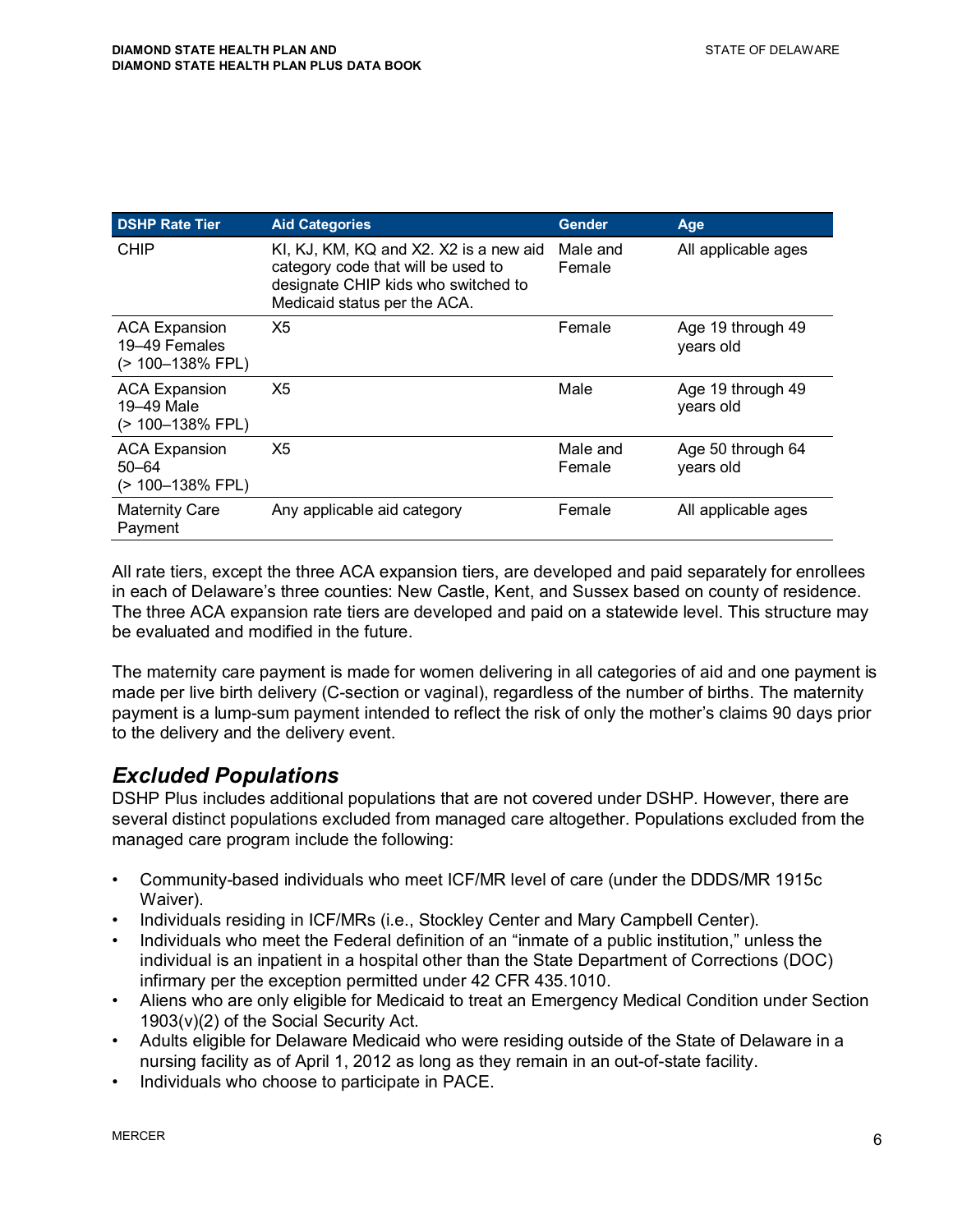| DSHP Rate Tier | Aid Categories | Gender | Age |
|---|---|---|---|
| CHIP | KI, KJ, KM, KQ and X2. X2 is a new aid category code that will be used to designate CHIP kids who switched to Medicaid status per the ACA. | Male and Female | All applicable ages |
| ACA Expansion 19–49 Females (> 100–138% FPL) | X5 | Female | Age 19 through 49 years old |
| ACA Expansion 19–49 Male (> 100–138% FPL) | X5 | Male | Age 19 through 49 years old |
| ACA Expansion 50–64 (> 100–138% FPL) | X5 | Male and Female | Age 50 through 64 years old |
| Maternity Care Payment | Any applicable aid category | Female | All applicable ages |

All rate tiers, except the three ACA expansion tiers, are developed and paid separately for enrollees in each of Delaware's three counties: New Castle, Kent, and Sussex based on county of residence. The three ACA expansion rate tiers are developed and paid on a statewide level. This structure may be evaluated and modified in the future.

The maternity care payment is made for women delivering in all categories of aid and one payment is made per live birth delivery (C-section or vaginal), regardless of the number of births. The maternity payment is a lump-sum payment intended to reflect the risk of only the mother's claims 90 days prior to the delivery and the delivery event.

## *Excluded Populations*

DSHP Plus includes additional populations that are not covered under DSHP. However, there are several distinct populations excluded from managed care altogether. Populations excluded from the managed care program include the following:

- Community-based individuals who meet ICF/MR level of care (under the DDDS/MR 1915c Waiver).
- Individuals residing in ICF/MRs (i.e., Stockley Center and Mary Campbell Center).
- Individuals who meet the Federal definition of an "inmate of a public institution," unless the individual is an inpatient in a hospital other than the State Department of Corrections (DOC) infirmary per the exception permitted under 42 CFR 435.1010.
- Aliens who are only eligible for Medicaid to treat an Emergency Medical Condition under Section 1903(v)(2) of the Social Security Act.
- Adults eligible for Delaware Medicaid who were residing outside of the State of Delaware in a nursing facility as of April 1, 2012 as long as they remain in an out-of-state facility.
- Individuals who choose to participate in PACE.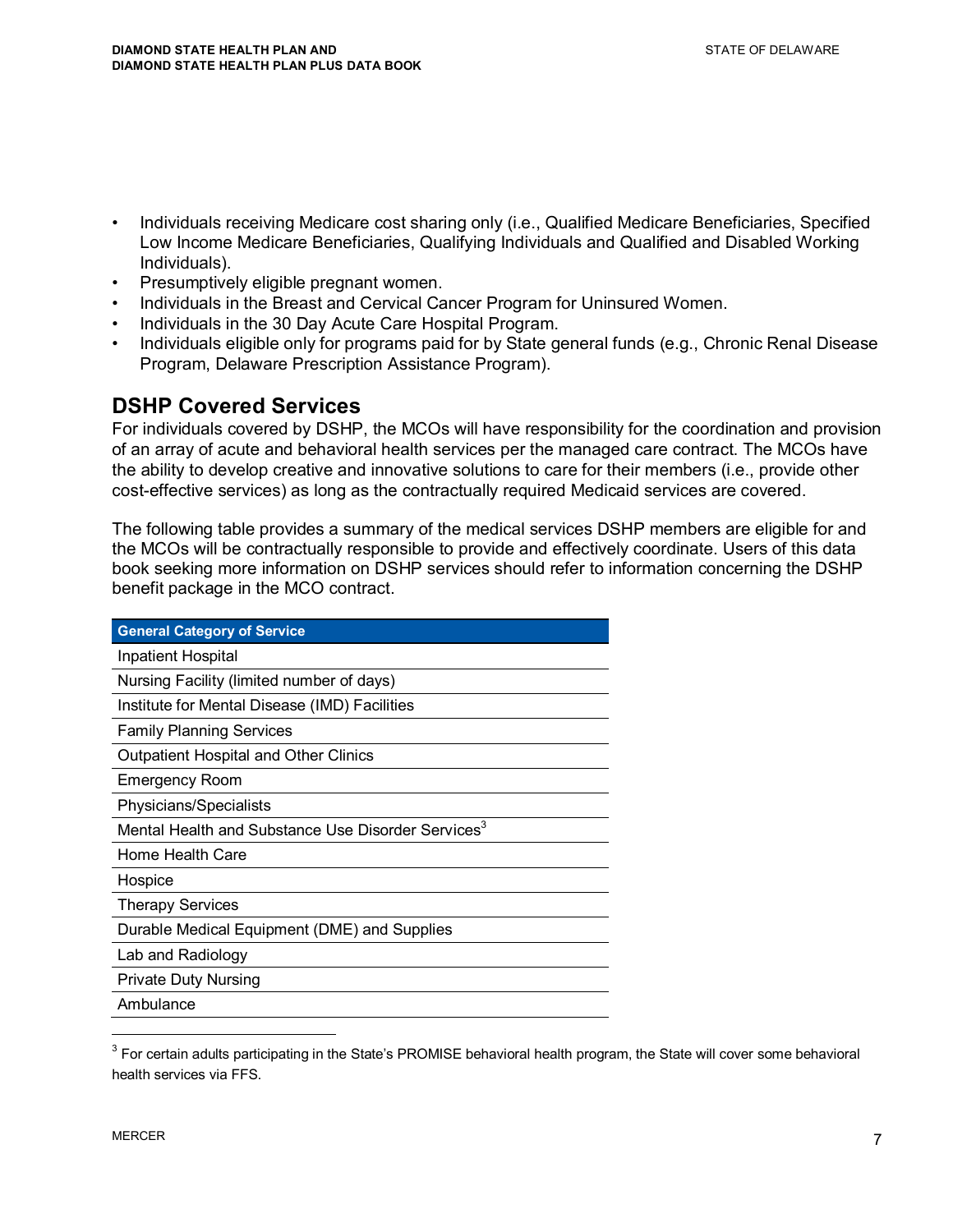- Individuals receiving Medicare cost sharing only (i.e., Qualified Medicare Beneficiaries, Specified Low Income Medicare Beneficiaries, Qualifying Individuals and Qualified and Disabled Working Individuals).
- Presumptively eligible pregnant women.
- Individuals in the Breast and Cervical Cancer Program for Uninsured Women.
- Individuals in the 30 Day Acute Care Hospital Program.
- Individuals eligible only for programs paid for by State general funds (e.g., Chronic Renal Disease Program, Delaware Prescription Assistance Program).

## DSHP Covered Services

For individuals covered by DSHP, the MCOs will have responsibility for the coordination and provision of an array of acute and behavioral health services per the managed care contract. The MCOs have the ability to develop creative and innovative solutions to care for their members (i.e., provide other cost-effective services) as long as the contractually required Medicaid services are covered.

The following table provides a summary of the medical services DSHP members are eligible for and the MCOs will be contractually responsible to provide and effectively coordinate. Users of this data book seeking more information on DSHP services should refer to information concerning the DSHP benefit package in the MCO contract.

| General Category of Service |
| --- |
| Inpatient Hospital |
| Nursing Facility (limited number of days) |
| Institute for Mental Disease (IMD) Facilities |
| Family Planning Services |
| Outpatient Hospital and Other Clinics |
| Emergency Room |
| Physicians/Specialists |
| Mental Health and Substance Use Disorder Services[3] |
| Home Health Care |
| Hospice |
| Therapy Services |
| Durable Medical Equipment (DME) and Supplies |
| Lab and Radiology |
| Private Duty Nursing |
| Ambulance |

[3] For certain adults participating in the State's PROMISE behavioral health program, the State will cover some behavioral health services via FFS.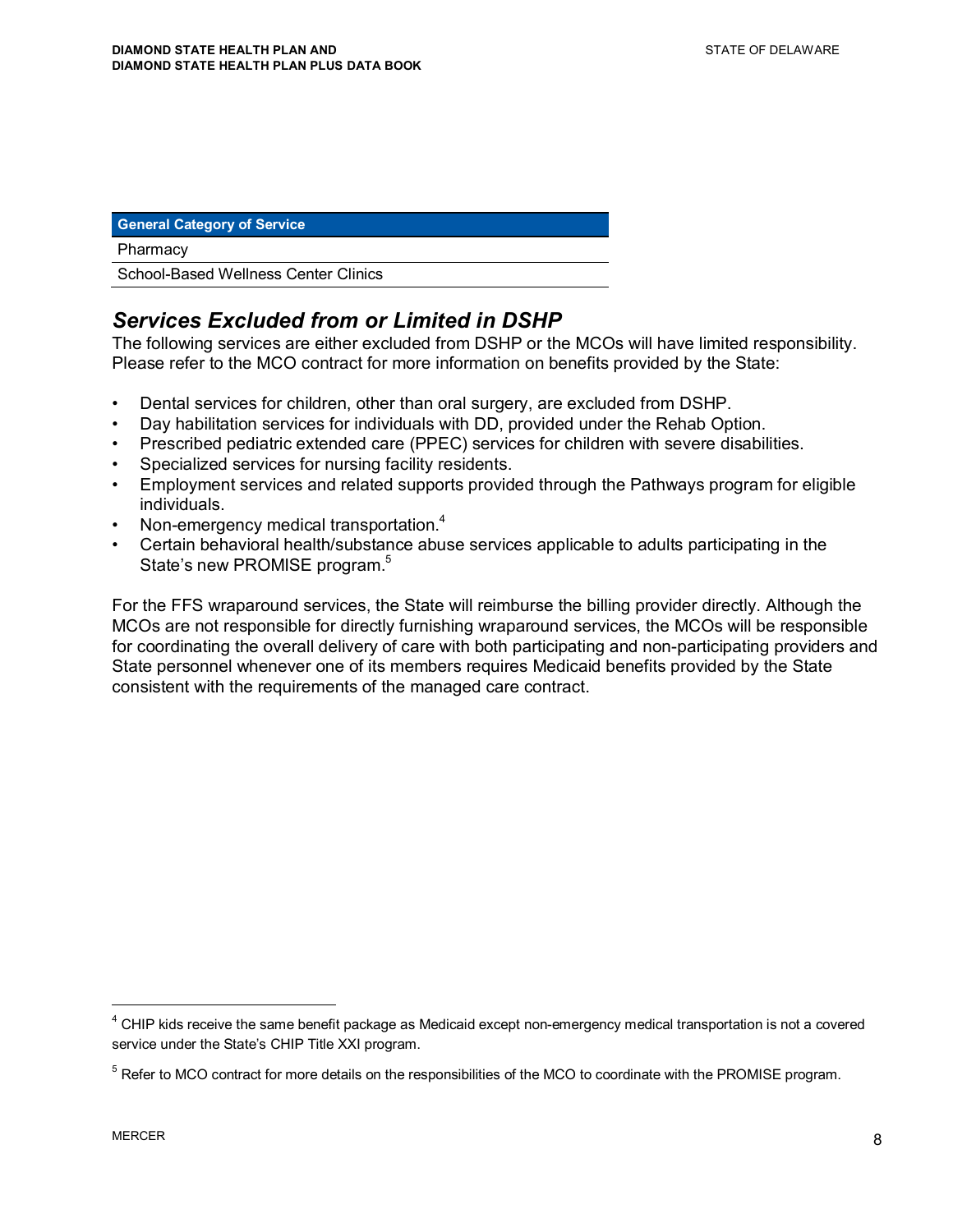| General Category of Service |
| --- |
| Pharmacy |
| School-Based Wellness Center Clinics |

## *Services Excluded from or Limited in DSHP*

The following services are either excluded from DSHP or the MCOs will have limited responsibility. Please refer to the MCO contract for more information on benefits provided by the State:

- Dental services for children, other than oral surgery, are excluded from DSHP.
- Day habilitation services for individuals with DD, provided under the Rehab Option.
- Prescribed pediatric extended care (PPEC) services for children with severe disabilities.
- Specialized services for nursing facility residents.
- Employment services and related supports provided through the Pathways program for eligible individuals.
- Non-emergency medical transportation.[4]
- Certain behavioral health/substance abuse services applicable to adults participating in the State's new PROMISE program.[5]

For the FFS wraparound services, the State will reimburse the billing provider directly. Although the MCOs are not responsible for directly furnishing wraparound services, the MCOs will be responsible for coordinating the overall delivery of care with both participating and non-participating providers and State personnel whenever one of its members requires Medicaid benefits provided by the State consistent with the requirements of the managed care contract.

[4] CHIP kids receive the same benefit package as Medicaid except non-emergency medical transportation is not a covered service under the State's CHIP Title XXI program.

[5] Refer to MCO contract for more details on the responsibilities of the MCO to coordinate with the PROMISE program.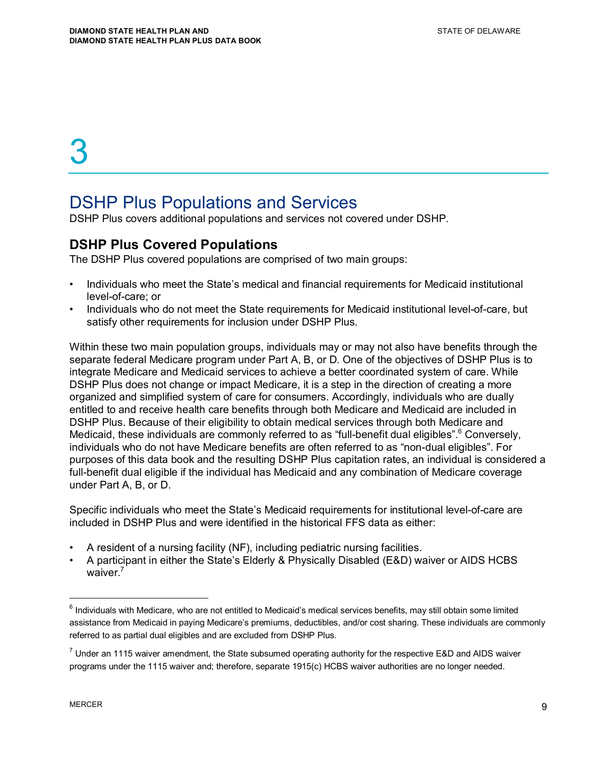# 3

## DSHP Plus Populations and Services

DSHP Plus covers additional populations and services not covered under DSHP.

### DSHP Plus Covered Populations

The DSHP Plus covered populations are comprised of two main groups:

- Individuals who meet the State's medical and financial requirements for Medicaid institutional level-of-care; or
- Individuals who do not meet the State requirements for Medicaid institutional level-of-care, but satisfy other requirements for inclusion under DSHP Plus.

Within these two main population groups, individuals may or may not also have benefits through the separate federal Medicare program under Part A, B, or D. One of the objectives of DSHP Plus is to integrate Medicare and Medicaid services to achieve a better coordinated system of care. While DSHP Plus does not change or impact Medicare, it is a step in the direction of creating a more organized and simplified system of care for consumers. Accordingly, individuals who are dually entitled to and receive health care benefits through both Medicare and Medicaid are included in DSHP Plus. Because of their eligibility to obtain medical services through both Medicare and Medicaid, these individuals are commonly referred to as "full-benefit dual eligibles".[6] Conversely, individuals who do not have Medicare benefits are often referred to as "non-dual eligibles". For purposes of this data book and the resulting DSHP Plus capitation rates, an individual is considered a full-benefit dual eligible if the individual has Medicaid and any combination of Medicare coverage under Part A, B, or D.

Specific individuals who meet the State's Medicaid requirements for institutional level-of-care are included in DSHP Plus and were identified in the historical FFS data as either:

- A resident of a nursing facility (NF), including pediatric nursing facilities.
- A participant in either the State's Elderly & Physically Disabled (E&D) waiver or AIDS HCBS waiver.[7]

---

[6] Individuals with Medicare, who are not entitled to Medicaid's medical services benefits, may still obtain some limited assistance from Medicaid in paying Medicare's premiums, deductibles, and/or cost sharing. These individuals are commonly referred to as partial dual eligibles and are excluded from DSHP Plus.

[7] Under an 1115 waiver amendment, the State subsumed operating authority for the respective E&D and AIDS waiver programs under the 1115 waiver and; therefore, separate 1915(c) HCBS waiver authorities are no longer needed.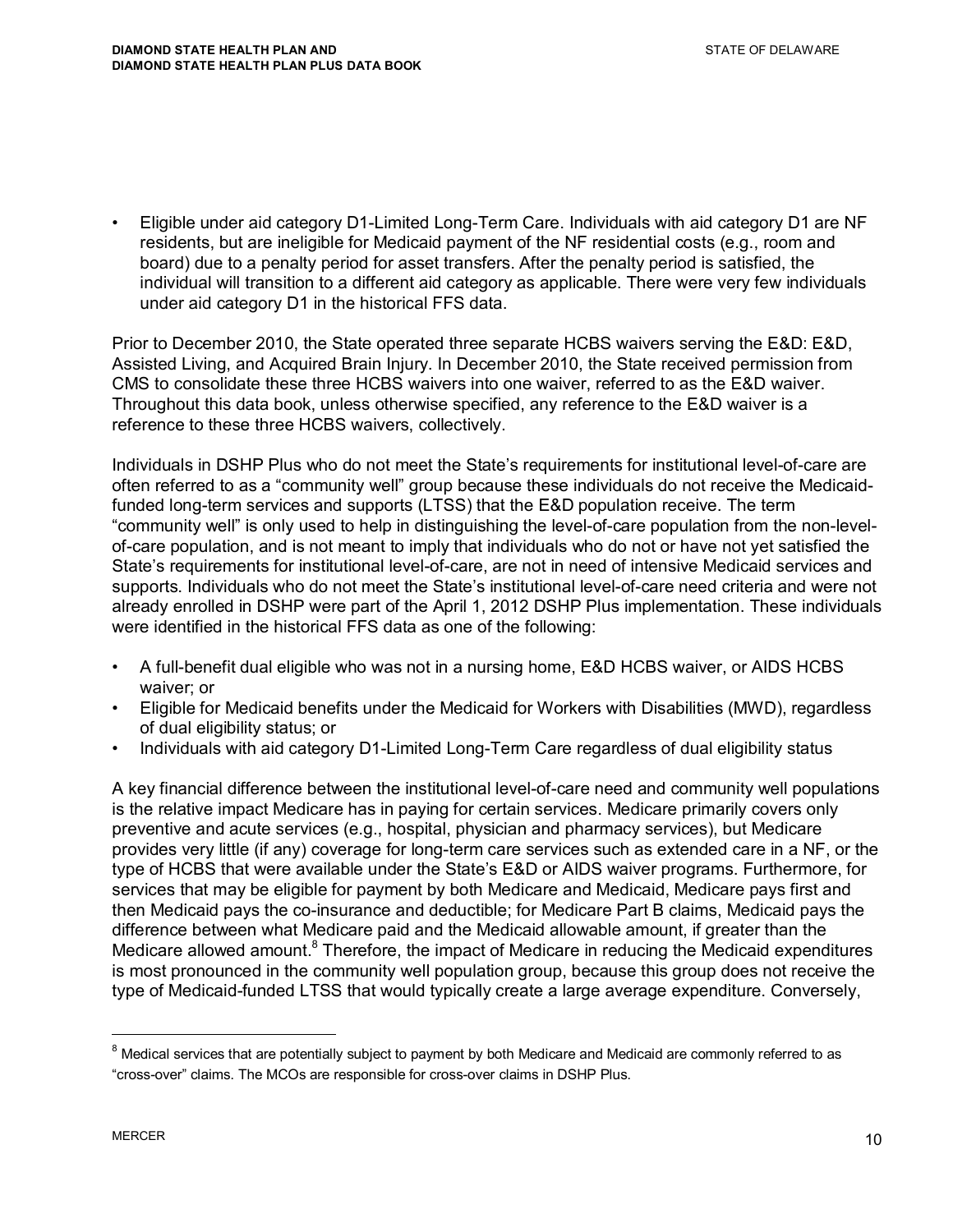- Eligible under aid category D1-Limited Long-Term Care. Individuals with aid category D1 are NF residents, but are ineligible for Medicaid payment of the NF residential costs (e.g., room and board) due to a penalty period for asset transfers. After the penalty period is satisfied, the individual will transition to a different aid category as applicable. There were very few individuals under aid category D1 in the historical FFS data.

Prior to December 2010, the State operated three separate HCBS waivers serving the E&D: E&D, Assisted Living, and Acquired Brain Injury. In December 2010, the State received permission from CMS to consolidate these three HCBS waivers into one waiver, referred to as the E&D waiver. Throughout this data book, unless otherwise specified, any reference to the E&D waiver is a reference to these three HCBS waivers, collectively.

Individuals in DSHP Plus who do not meet the State's requirements for institutional level-of-care are often referred to as a "community well" group because these individuals do not receive the Medicaid-funded long-term services and supports (LTSS) that the E&D population receive. The term "community well" is only used to help in distinguishing the level-of-care population from the non-level-of-care population, and is not meant to imply that individuals who do not or have not yet satisfied the State's requirements for institutional level-of-care, are not in need of intensive Medicaid services and supports. Individuals who do not meet the State's institutional level-of-care need criteria and were not already enrolled in DSHP were part of the April 1, 2012 DSHP Plus implementation. These individuals were identified in the historical FFS data as one of the following:

- A full-benefit dual eligible who was not in a nursing home, E&D HCBS waiver, or AIDS HCBS waiver; or
- Eligible for Medicaid benefits under the Medicaid for Workers with Disabilities (MWD), regardless of dual eligibility status; or
- Individuals with aid category D1-Limited Long-Term Care regardless of dual eligibility status

A key financial difference between the institutional level-of-care need and community well populations is the relative impact Medicare has in paying for certain services. Medicare primarily covers only preventive and acute services (e.g., hospital, physician and pharmacy services), but Medicare provides very little (if any) coverage for long-term care services such as extended care in a NF, or the type of HCBS that were available under the State's E&D or AIDS waiver programs. Furthermore, for services that may be eligible for payment by both Medicare and Medicaid, Medicare pays first and then Medicaid pays the co-insurance and deductible; for Medicare Part B claims, Medicaid pays the difference between what Medicare paid and the Medicaid allowable amount, if greater than the Medicare allowed amount.[8] Therefore, the impact of Medicare in reducing the Medicaid expenditures is most pronounced in the community well population group, because this group does not receive the type of Medicaid-funded LTSS that would typically create a large average expenditure. Conversely,

[8] Medical services that are potentially subject to payment by both Medicare and Medicaid are commonly referred to as "cross-over" claims. The MCOs are responsible for cross-over claims in DSHP Plus.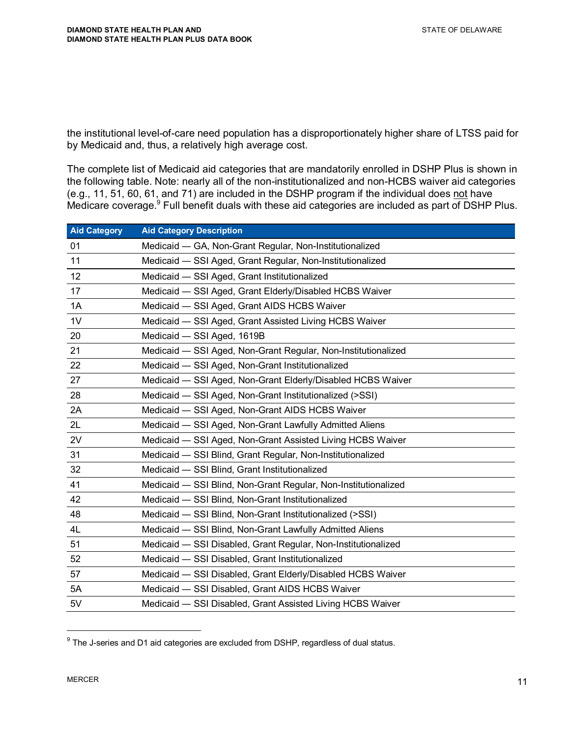the institutional level-of-care need population has a disproportionately higher share of LTSS paid for by Medicaid and, thus, a relatively high average cost.

The complete list of Medicaid aid categories that are mandatorily enrolled in DSHP Plus is shown in the following table. Note: nearly all of the non-institutionalized and non-HCBS waiver aid categories (e.g., 11, 51, 60, 61, and 71) are included in the DSHP program if the individual does not have Medicare coverage.[9] Full benefit duals with these aid categories are included as part of DSHP Plus.

| Aid Category | Aid Category Description |
|---|---|
| 01 | Medicaid — GA, Non-Grant Regular, Non-Institutionalized |
| 11 | Medicaid — SSI Aged, Grant Regular, Non-Institutionalized |
| 12 | Medicaid — SSI Aged, Grant Institutionalized |
| 17 | Medicaid — SSI Aged, Grant Elderly/Disabled HCBS Waiver |
| 1A | Medicaid — SSI Aged, Grant AIDS HCBS Waiver |
| 1V | Medicaid — SSI Aged, Grant Assisted Living HCBS Waiver |
| 20 | Medicaid — SSI Aged, 1619B |
| 21 | Medicaid — SSI Aged, Non-Grant Regular, Non-Institutionalized |
| 22 | Medicaid — SSI Aged, Non-Grant Institutionalized |
| 27 | Medicaid — SSI Aged, Non-Grant Elderly/Disabled HCBS Waiver |
| 28 | Medicaid — SSI Aged, Non-Grant Institutionalized (>SSI) |
| 2A | Medicaid — SSI Aged, Non-Grant AIDS HCBS Waiver |
| 2L | Medicaid — SSI Aged, Non-Grant Lawfully Admitted Aliens |
| 2V | Medicaid — SSI Aged, Non-Grant Assisted Living HCBS Waiver |
| 31 | Medicaid — SSI Blind, Grant Regular, Non-Institutionalized |
| 32 | Medicaid — SSI Blind, Grant Institutionalized |
| 41 | Medicaid — SSI Blind, Non-Grant Regular, Non-Institutionalized |
| 42 | Medicaid — SSI Blind, Non-Grant Institutionalized |
| 48 | Medicaid — SSI Blind, Non-Grant Institutionalized (>SSI) |
| 4L | Medicaid — SSI Blind, Non-Grant Lawfully Admitted Aliens |
| 51 | Medicaid — SSI Disabled, Grant Regular, Non-Institutionalized |
| 52 | Medicaid — SSI Disabled, Grant Institutionalized |
| 57 | Medicaid — SSI Disabled, Grant Elderly/Disabled HCBS Waiver |
| 5A | Medicaid — SSI Disabled, Grant AIDS HCBS Waiver |
| 5V | Medicaid — SSI Disabled, Grant Assisted Living HCBS Waiver |

[9] The J-series and D1 aid categories are excluded from DSHP, regardless of dual status.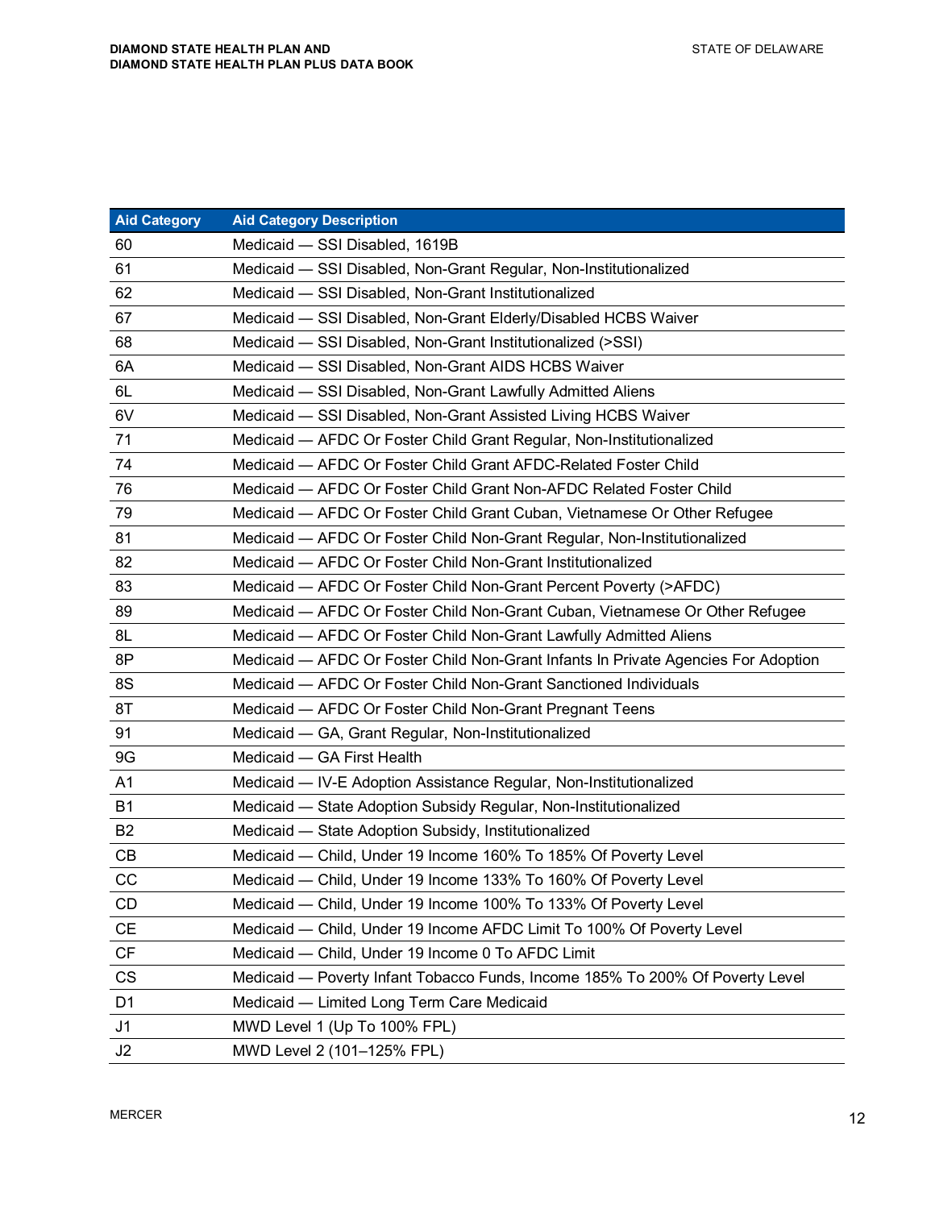| Aid Category | Aid Category Description |
|---|---|
| 60 | Medicaid — SSI Disabled, 1619B |
| 61 | Medicaid — SSI Disabled, Non-Grant Regular, Non-Institutionalized |
| 62 | Medicaid — SSI Disabled, Non-Grant Institutionalized |
| 67 | Medicaid — SSI Disabled, Non-Grant Elderly/Disabled HCBS Waiver |
| 68 | Medicaid — SSI Disabled, Non-Grant Institutionalized (>SSI) |
| 6A | Medicaid — SSI Disabled, Non-Grant AIDS HCBS Waiver |
| 6L | Medicaid — SSI Disabled, Non-Grant Lawfully Admitted Aliens |
| 6V | Medicaid — SSI Disabled, Non-Grant Assisted Living HCBS Waiver |
| 71 | Medicaid — AFDC Or Foster Child Grant Regular, Non-Institutionalized |
| 74 | Medicaid — AFDC Or Foster Child Grant AFDC-Related Foster Child |
| 76 | Medicaid — AFDC Or Foster Child Grant Non-AFDC Related Foster Child |
| 79 | Medicaid — AFDC Or Foster Child Grant Cuban, Vietnamese Or Other Refugee |
| 81 | Medicaid — AFDC Or Foster Child Non-Grant Regular, Non-Institutionalized |
| 82 | Medicaid — AFDC Or Foster Child Non-Grant Institutionalized |
| 83 | Medicaid — AFDC Or Foster Child Non-Grant Percent Poverty (>AFDC) |
| 89 | Medicaid — AFDC Or Foster Child Non-Grant Cuban, Vietnamese Or Other Refugee |
| 8L | Medicaid — AFDC Or Foster Child Non-Grant Lawfully Admitted Aliens |
| 8P | Medicaid — AFDC Or Foster Child Non-Grant Infants In Private Agencies For Adoption |
| 8S | Medicaid — AFDC Or Foster Child Non-Grant Sanctioned Individuals |
| 8T | Medicaid — AFDC Or Foster Child Non-Grant Pregnant Teens |
| 91 | Medicaid — GA, Grant Regular, Non-Institutionalized |
| 9G | Medicaid — GA First Health |
| A1 | Medicaid — IV-E Adoption Assistance Regular, Non-Institutionalized |
| B1 | Medicaid — State Adoption Subsidy Regular, Non-Institutionalized |
| B2 | Medicaid — State Adoption Subsidy, Institutionalized |
| CB | Medicaid — Child, Under 19 Income 160% To 185% Of Poverty Level |
| CC | Medicaid — Child, Under 19 Income 133% To 160% Of Poverty Level |
| CD | Medicaid — Child, Under 19 Income 100% To 133% Of Poverty Level |
| CE | Medicaid — Child, Under 19 Income AFDC Limit To 100% Of Poverty Level |
| CF | Medicaid — Child, Under 19 Income 0 To AFDC Limit |
| CS | Medicaid — Poverty Infant Tobacco Funds, Income 185% To 200% Of Poverty Level |
| D1 | Medicaid — Limited Long Term Care Medicaid |
| J1 | MWD Level 1 (Up To 100% FPL) |
| J2 | MWD Level 2 (101–125% FPL) |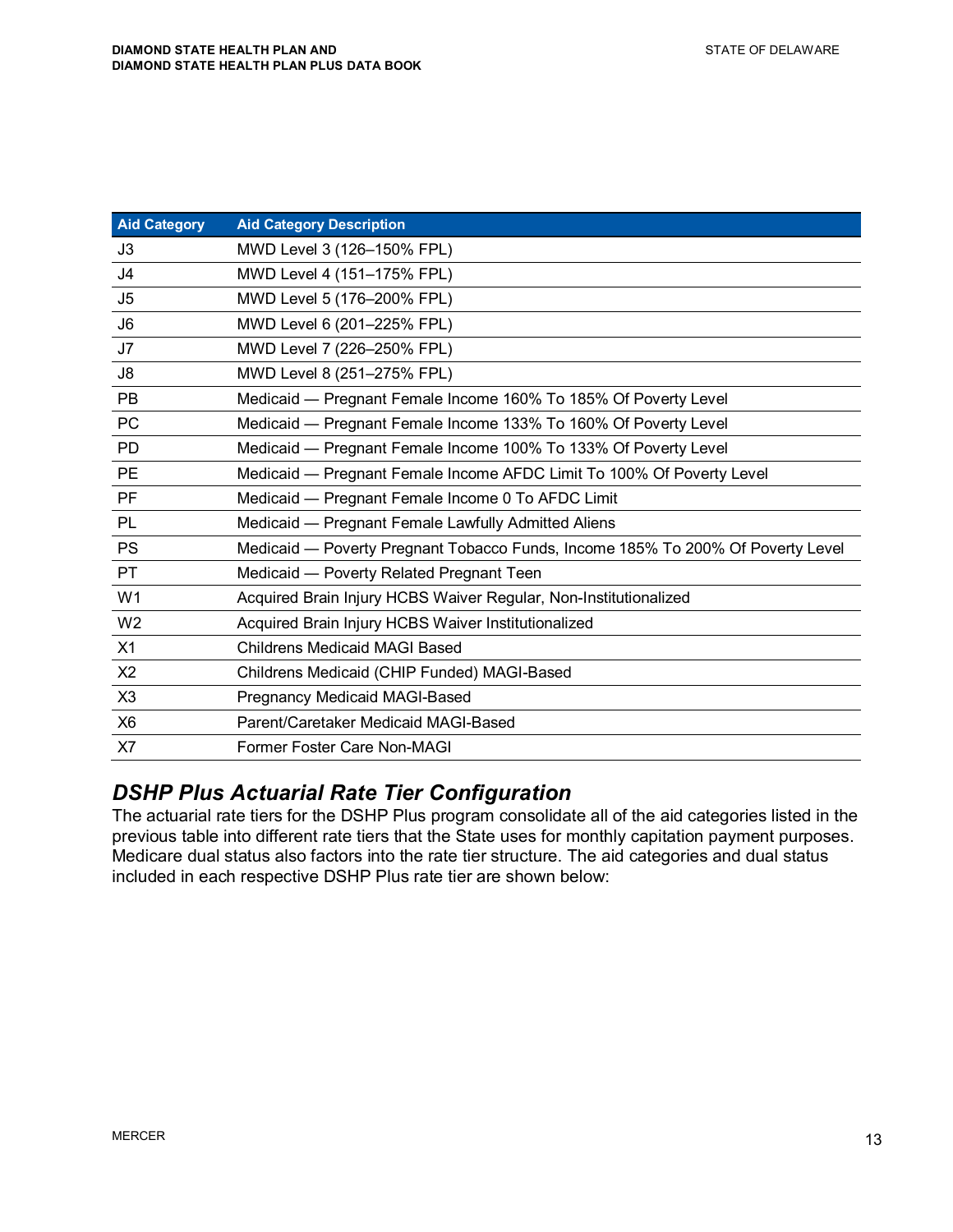| Aid Category | Aid Category Description |
|---|---|
| J3 | MWD Level 3 (126–150% FPL) |
| J4 | MWD Level 4 (151–175% FPL) |
| J5 | MWD Level 5 (176–200% FPL) |
| J6 | MWD Level 6 (201–225% FPL) |
| J7 | MWD Level 7 (226–250% FPL) |
| J8 | MWD Level 8 (251–275% FPL) |
| PB | Medicaid — Pregnant Female Income 160% To 185% Of Poverty Level |
| PC | Medicaid — Pregnant Female Income 133% To 160% Of Poverty Level |
| PD | Medicaid — Pregnant Female Income 100% To 133% Of Poverty Level |
| PE | Medicaid — Pregnant Female Income AFDC Limit To 100% Of Poverty Level |
| PF | Medicaid — Pregnant Female Income 0 To AFDC Limit |
| PL | Medicaid — Pregnant Female Lawfully Admitted Aliens |
| PS | Medicaid — Poverty Pregnant Tobacco Funds, Income 185% To 200% Of Poverty Level |
| PT | Medicaid — Poverty Related Pregnant Teen |
| W1 | Acquired Brain Injury HCBS Waiver Regular, Non-Institutionalized |
| W2 | Acquired Brain Injury HCBS Waiver Institutionalized |
| X1 | Childrens Medicaid MAGI Based |
| X2 | Childrens Medicaid (CHIP Funded) MAGI-Based |
| X3 | Pregnancy Medicaid MAGI-Based |
| X6 | Parent/Caretaker Medicaid MAGI-Based |
| X7 | Former Foster Care Non-MAGI |

## *DSHP Plus Actuarial Rate Tier Configuration*

The actuarial rate tiers for the DSHP Plus program consolidate all of the aid categories listed in the previous table into different rate tiers that the State uses for monthly capitation payment purposes. Medicare dual status also factors into the rate tier structure. The aid categories and dual status included in each respective DSHP Plus rate tier are shown below: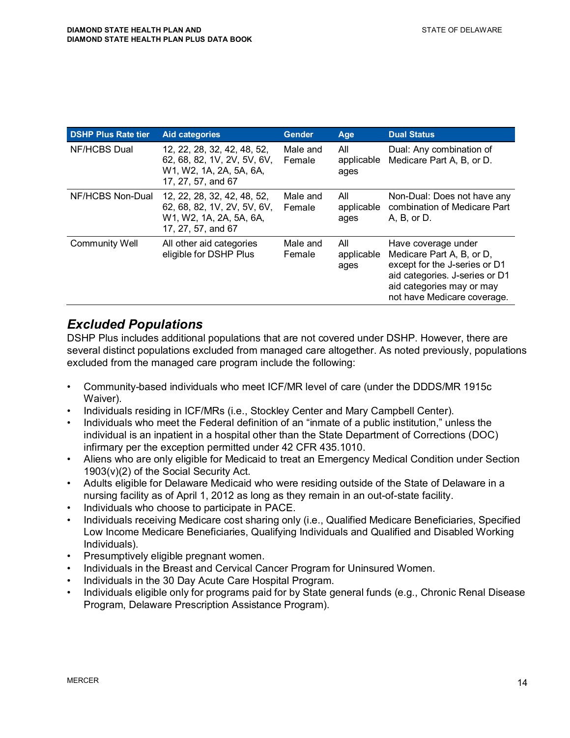| DSHP Plus Rate tier | Aid categories | Gender | Age | Dual Status |
|---|---|---|---|---|
| NF/HCBS Dual | 12, 22, 28, 32, 42, 48, 52, 62, 68, 82, 1V, 2V, 5V, 6V, W1, W2, 1A, 2A, 5A, 6A, 17, 27, 57, and 67 | Male and Female | All applicable ages | Dual: Any combination of Medicare Part A, B, or D. |
| NF/HCBS Non-Dual | 12, 22, 28, 32, 42, 48, 52, 62, 68, 82, 1V, 2V, 5V, 6V, W1, W2, 1A, 2A, 5A, 6A, 17, 27, 57, and 67 | Male and Female | All applicable ages | Non-Dual: Does not have any combination of Medicare Part A, B, or D. |
| Community Well | All other aid categories eligible for DSHP Plus | Male and Female | All applicable ages | Have coverage under Medicare Part A, B, or D, except for the J-series or D1 aid categories. J-series or D1 aid categories may or may not have Medicare coverage. |

## *Excluded Populations*

DSHP Plus includes additional populations that are not covered under DSHP. However, there are several distinct populations excluded from managed care altogether. As noted previously, populations excluded from the managed care program include the following:

- Community-based individuals who meet ICF/MR level of care (under the DDDS/MR 1915c Waiver).
- Individuals residing in ICF/MRs (i.e., Stockley Center and Mary Campbell Center).
- Individuals who meet the Federal definition of an "inmate of a public institution," unless the individual is an inpatient in a hospital other than the State Department of Corrections (DOC) infirmary per the exception permitted under 42 CFR 435.1010.
- Aliens who are only eligible for Medicaid to treat an Emergency Medical Condition under Section 1903(v)(2) of the Social Security Act.
- Adults eligible for Delaware Medicaid who were residing outside of the State of Delaware in a nursing facility as of April 1, 2012 as long as they remain in an out-of-state facility.
- Individuals who choose to participate in PACE.
- Individuals receiving Medicare cost sharing only (i.e., Qualified Medicare Beneficiaries, Specified Low Income Medicare Beneficiaries, Qualifying Individuals and Qualified and Disabled Working Individuals).
- Presumptively eligible pregnant women.
- Individuals in the Breast and Cervical Cancer Program for Uninsured Women.
- Individuals in the 30 Day Acute Care Hospital Program.
- Individuals eligible only for programs paid for by State general funds (e.g., Chronic Renal Disease Program, Delaware Prescription Assistance Program).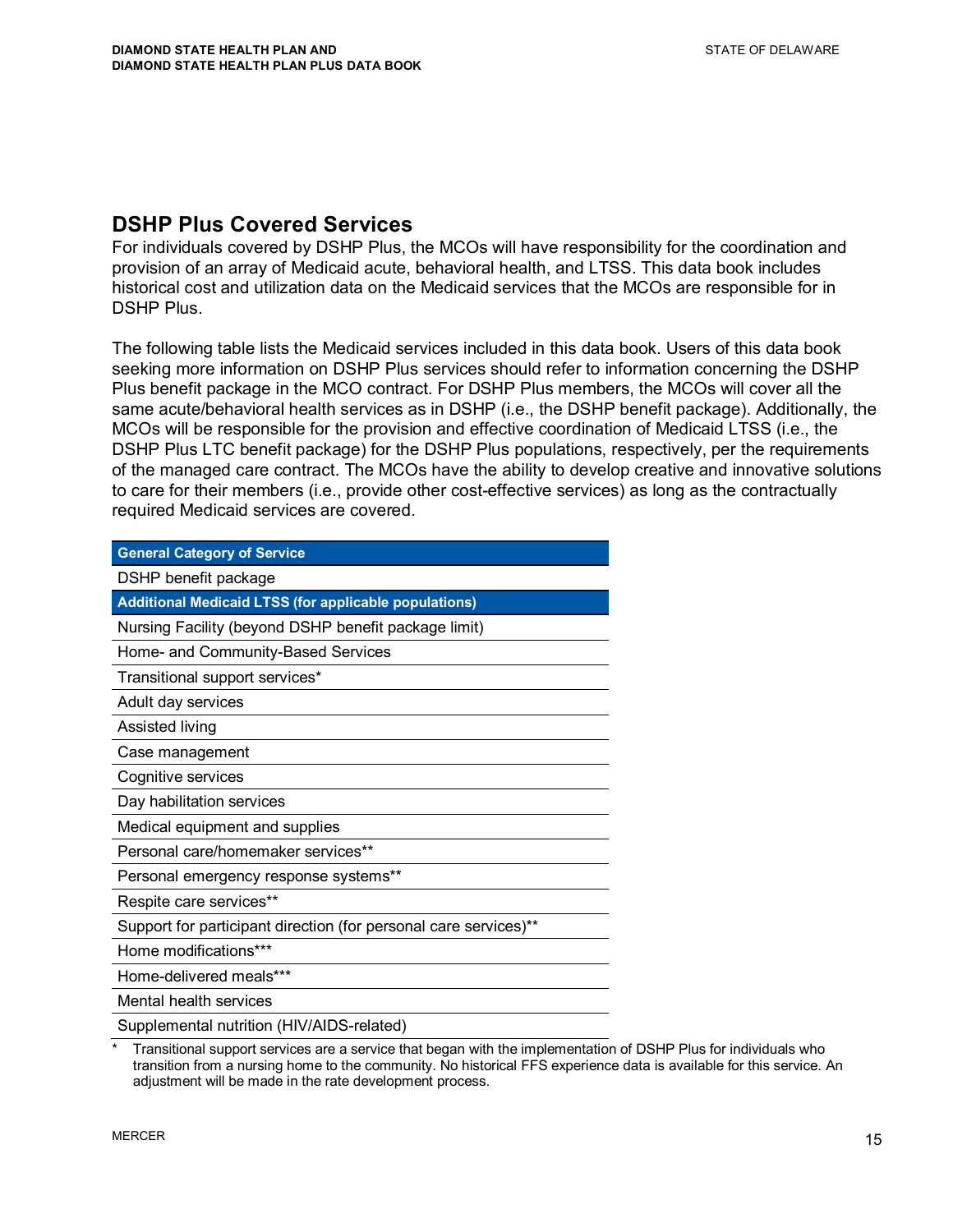## DSHP Plus Covered Services

For individuals covered by DSHP Plus, the MCOs will have responsibility for the coordination and provision of an array of Medicaid acute, behavioral health, and LTSS. This data book includes historical cost and utilization data on the Medicaid services that the MCOs are responsible for in DSHP Plus.

The following table lists the Medicaid services included in this data book. Users of this data book seeking more information on DSHP Plus services should refer to information concerning the DSHP Plus benefit package in the MCO contract. For DSHP Plus members, the MCOs will cover all the same acute/behavioral health services as in DSHP (i.e., the DSHP benefit package). Additionally, the MCOs will be responsible for the provision and effective coordination of Medicaid LTSS (i.e., the DSHP Plus LTC benefit package) for the DSHP Plus populations, respectively, per the requirements of the managed care contract. The MCOs have the ability to develop creative and innovative solutions to care for their members (i.e., provide other cost-effective services) as long as the contractually required Medicaid services are covered.

| General Category of Service |
|---|
| DSHP benefit package |
| **Additional Medicaid LTSS (for applicable populations)** |
| Nursing Facility (beyond DSHP benefit package limit) |
| Home- and Community-Based Services |
| Transitional support services* |
| Adult day services |
| Assisted living |
| Case management |
| Cognitive services |
| Day habilitation services |
| Medical equipment and supplies |
| Personal care/homemaker services** |
| Personal emergency response systems** |
| Respite care services** |
| Support for participant direction (for personal care services)** |
| Home modifications*** |
| Home-delivered meals*** |
| Mental health services |
| Supplemental nutrition (HIV/AIDS-related) |

\* Transitional support services are a service that began with the implementation of DSHP Plus for individuals who transition from a nursing home to the community. No historical FFS experience data is available for this service. An adjustment will be made in the rate development process.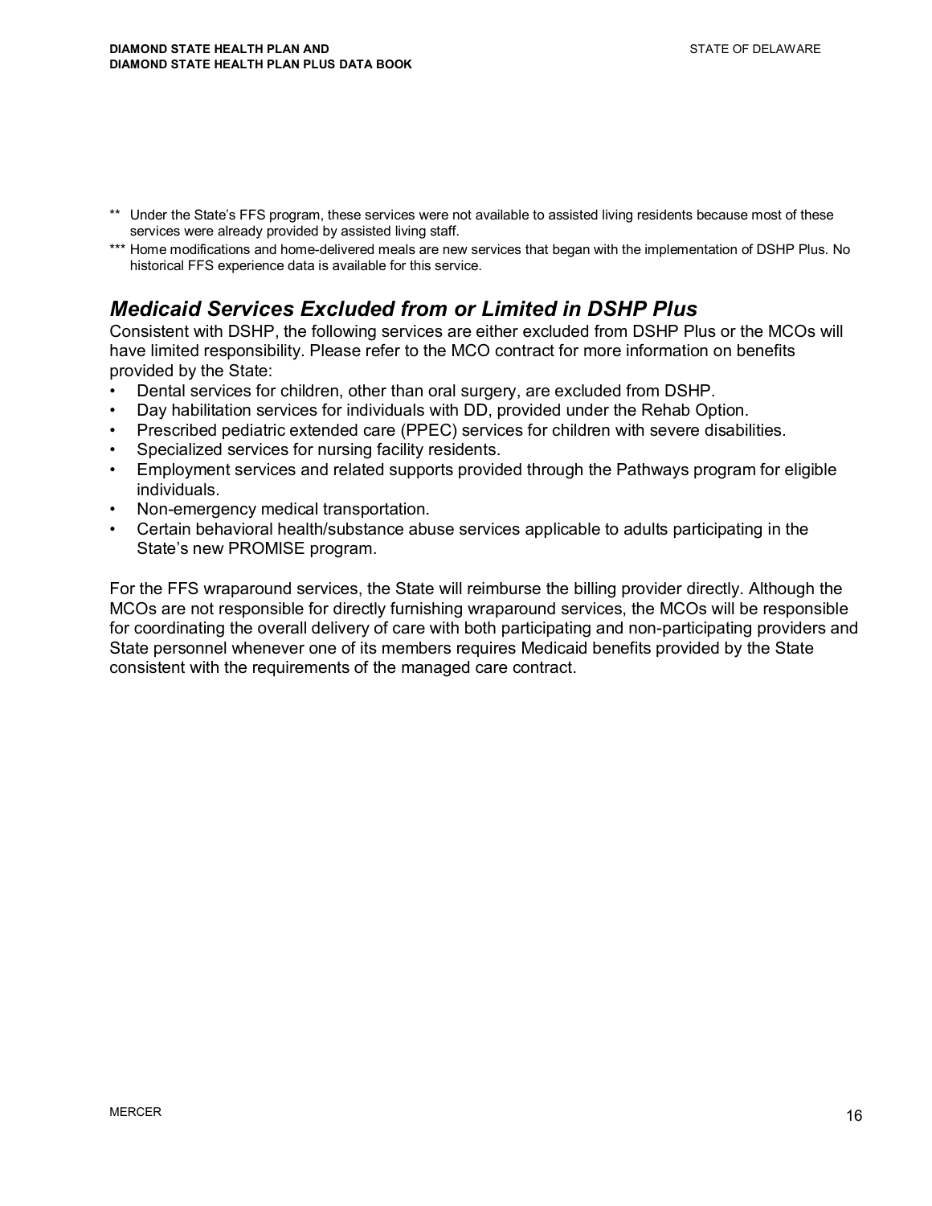** Under the State's FFS program, these services were not available to assisted living residents because most of these services were already provided by assisted living staff.

*** Home modifications and home-delivered meals are new services that began with the implementation of DSHP Plus. No historical FFS experience data is available for this service.

## *Medicaid Services Excluded from or Limited in DSHP Plus*

Consistent with DSHP, the following services are either excluded from DSHP Plus or the MCOs will have limited responsibility. Please refer to the MCO contract for more information on benefits provided by the State:

- Dental services for children, other than oral surgery, are excluded from DSHP.
- Day habilitation services for individuals with DD, provided under the Rehab Option.
- Prescribed pediatric extended care (PPEC) services for children with severe disabilities.
- Specialized services for nursing facility residents.
- Employment services and related supports provided through the Pathways program for eligible individuals.
- Non-emergency medical transportation.
- Certain behavioral health/substance abuse services applicable to adults participating in the State's new PROMISE program.

For the FFS wraparound services, the State will reimburse the billing provider directly. Although the MCOs are not responsible for directly furnishing wraparound services, the MCOs will be responsible for coordinating the overall delivery of care with both participating and non-participating providers and State personnel whenever one of its members requires Medicaid benefits provided by the State consistent with the requirements of the managed care contract.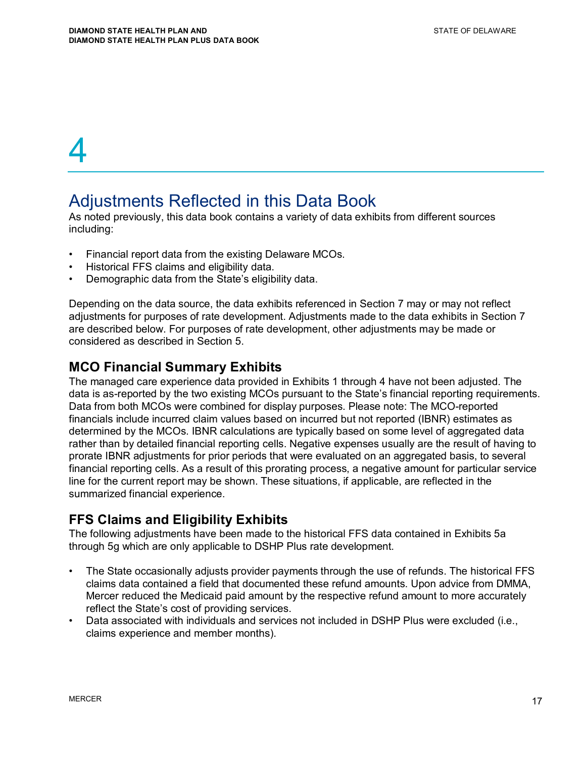# 4

# Adjustments Reflected in this Data Book

As noted previously, this data book contains a variety of data exhibits from different sources including:

- Financial report data from the existing Delaware MCOs.
- Historical FFS claims and eligibility data.
- Demographic data from the State's eligibility data.

Depending on the data source, the data exhibits referenced in Section 7 may or may not reflect adjustments for purposes of rate development. Adjustments made to the data exhibits in Section 7 are described below. For purposes of rate development, other adjustments may be made or considered as described in Section 5.

## MCO Financial Summary Exhibits

The managed care experience data provided in Exhibits 1 through 4 have not been adjusted. The data is as-reported by the two existing MCOs pursuant to the State's financial reporting requirements. Data from both MCOs were combined for display purposes. Please note: The MCO-reported financials include incurred claim values based on incurred but not reported (IBNR) estimates as determined by the MCOs. IBNR calculations are typically based on some level of aggregated data rather than by detailed financial reporting cells. Negative expenses usually are the result of having to prorate IBNR adjustments for prior periods that were evaluated on an aggregated basis, to several financial reporting cells. As a result of this prorating process, a negative amount for particular service line for the current report may be shown. These situations, if applicable, are reflected in the summarized financial experience.

## FFS Claims and Eligibility Exhibits

The following adjustments have been made to the historical FFS data contained in Exhibits 5a through 5g which are only applicable to DSHP Plus rate development.

- The State occasionally adjusts provider payments through the use of refunds. The historical FFS claims data contained a field that documented these refund amounts. Upon advice from DMMA, Mercer reduced the Medicaid paid amount by the respective refund amount to more accurately reflect the State's cost of providing services.
- Data associated with individuals and services not included in DSHP Plus were excluded (i.e., claims experience and member months).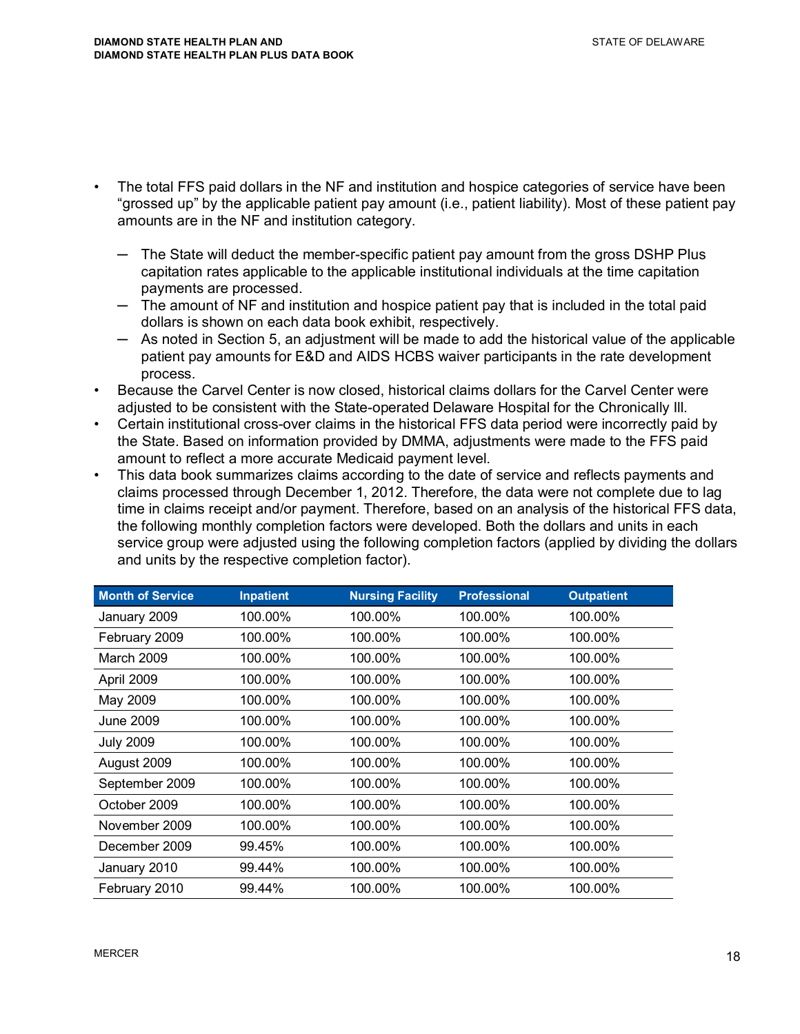- The total FFS paid dollars in the NF and institution and hospice categories of service have been "grossed up" by the applicable patient pay amount (i.e., patient liability). Most of these patient pay amounts are in the NF and institution category.
  - The State will deduct the member-specific patient pay amount from the gross DSHP Plus capitation rates applicable to the applicable institutional individuals at the time capitation payments are processed.
  - The amount of NF and institution and hospice patient pay that is included in the total paid dollars is shown on each data book exhibit, respectively.
  - As noted in Section 5, an adjustment will be made to add the historical value of the applicable patient pay amounts for E&D and AIDS HCBS waiver participants in the rate development process.
- Because the Carvel Center is now closed, historical claims dollars for the Carvel Center were adjusted to be consistent with the State-operated Delaware Hospital for the Chronically Ill.
- Certain institutional cross-over claims in the historical FFS data period were incorrectly paid by the State. Based on information provided by DMMA, adjustments were made to the FFS paid amount to reflect a more accurate Medicaid payment level.
- This data book summarizes claims according to the date of service and reflects payments and claims processed through December 1, 2012. Therefore, the data were not complete due to lag time in claims receipt and/or payment. Therefore, based on an analysis of the historical FFS data, the following monthly completion factors were developed. Both the dollars and units in each service group were adjusted using the following completion factors (applied by dividing the dollars and units by the respective completion factor).

| Month of Service | Inpatient | Nursing Facility | Professional | Outpatient |
|---|---|---|---|---|
| January 2009 | 100.00% | 100.00% | 100.00% | 100.00% |
| February 2009 | 100.00% | 100.00% | 100.00% | 100.00% |
| March 2009 | 100.00% | 100.00% | 100.00% | 100.00% |
| April 2009 | 100.00% | 100.00% | 100.00% | 100.00% |
| May 2009 | 100.00% | 100.00% | 100.00% | 100.00% |
| June 2009 | 100.00% | 100.00% | 100.00% | 100.00% |
| July 2009 | 100.00% | 100.00% | 100.00% | 100.00% |
| August 2009 | 100.00% | 100.00% | 100.00% | 100.00% |
| September 2009 | 100.00% | 100.00% | 100.00% | 100.00% |
| October 2009 | 100.00% | 100.00% | 100.00% | 100.00% |
| November 2009 | 100.00% | 100.00% | 100.00% | 100.00% |
| December 2009 | 99.45% | 100.00% | 100.00% | 100.00% |
| January 2010 | 99.44% | 100.00% | 100.00% | 100.00% |
| February 2010 | 99.44% | 100.00% | 100.00% | 100.00% |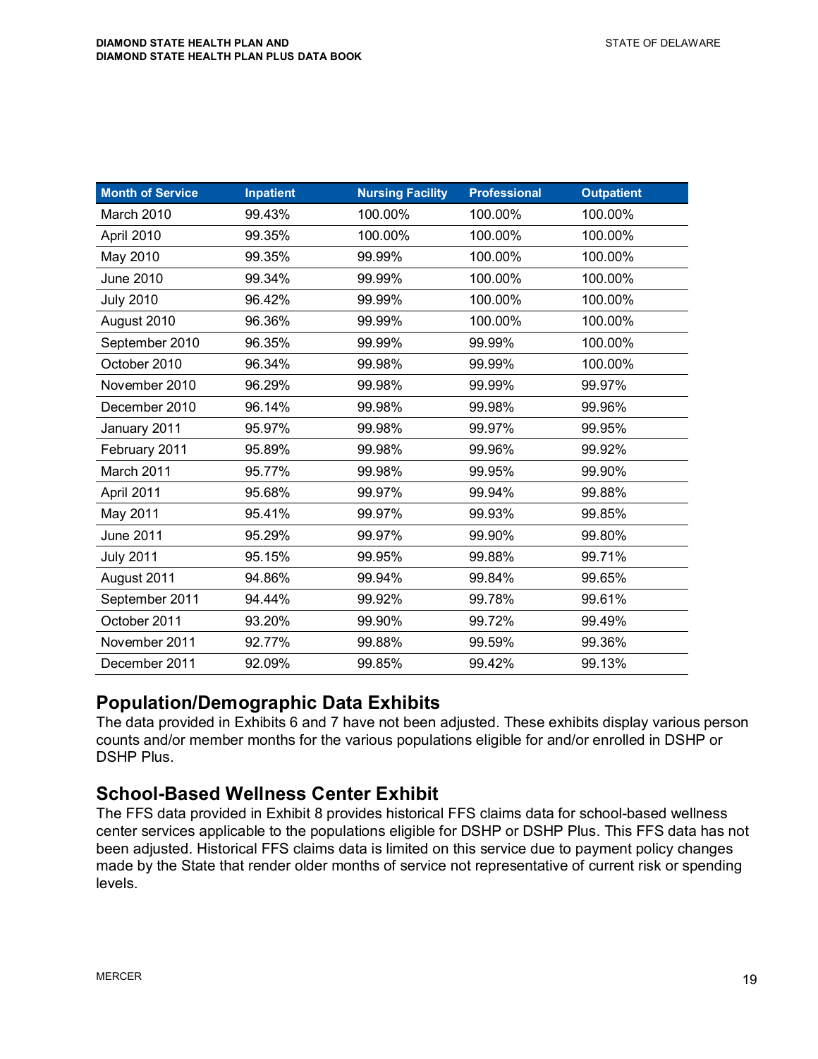| Month of Service | Inpatient | Nursing Facility | Professional | Outpatient |
|---|---|---|---|---|
| March 2010 | 99.43% | 100.00% | 100.00% | 100.00% |
| April 2010 | 99.35% | 100.00% | 100.00% | 100.00% |
| May 2010 | 99.35% | 99.99% | 100.00% | 100.00% |
| June 2010 | 99.34% | 99.99% | 100.00% | 100.00% |
| July 2010 | 96.42% | 99.99% | 100.00% | 100.00% |
| August 2010 | 96.36% | 99.99% | 100.00% | 100.00% |
| September 2010 | 96.35% | 99.99% | 99.99% | 100.00% |
| October 2010 | 96.34% | 99.98% | 99.99% | 100.00% |
| November 2010 | 96.29% | 99.98% | 99.99% | 99.97% |
| December 2010 | 96.14% | 99.98% | 99.98% | 99.96% |
| January 2011 | 95.97% | 99.98% | 99.97% | 99.95% |
| February 2011 | 95.89% | 99.98% | 99.96% | 99.92% |
| March 2011 | 95.77% | 99.98% | 99.95% | 99.90% |
| April 2011 | 95.68% | 99.97% | 99.94% | 99.88% |
| May 2011 | 95.41% | 99.97% | 99.93% | 99.85% |
| June 2011 | 95.29% | 99.97% | 99.90% | 99.80% |
| July 2011 | 95.15% | 99.95% | 99.88% | 99.71% |
| August 2011 | 94.86% | 99.94% | 99.84% | 99.65% |
| September 2011 | 94.44% | 99.92% | 99.78% | 99.61% |
| October 2011 | 93.20% | 99.90% | 99.72% | 99.49% |
| November 2011 | 92.77% | 99.88% | 99.59% | 99.36% |
| December 2011 | 92.09% | 99.85% | 99.42% | 99.13% |

## Population/Demographic Data Exhibits

The data provided in Exhibits 6 and 7 have not been adjusted. These exhibits display various person counts and/or member months for the various populations eligible for and/or enrolled in DSHP or DSHP Plus.

## School-Based Wellness Center Exhibit

The FFS data provided in Exhibit 8 provides historical FFS claims data for school-based wellness center services applicable to the populations eligible for DSHP or DSHP Plus. This FFS data has not been adjusted. Historical FFS claims data is limited on this service due to payment policy changes made by the State that render older months of service not representative of current risk or spending levels.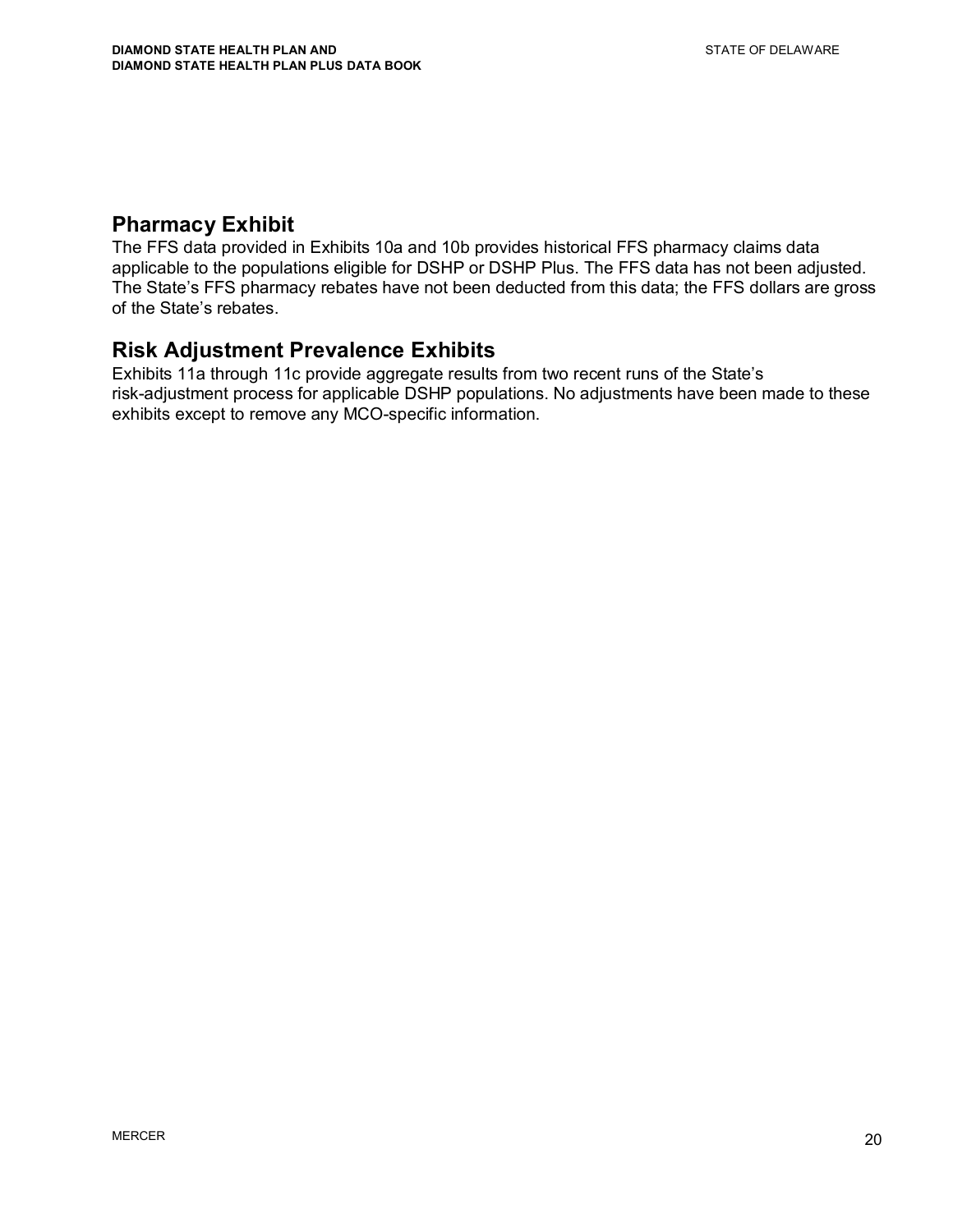## Pharmacy Exhibit

The FFS data provided in Exhibits 10a and 10b provides historical FFS pharmacy claims data applicable to the populations eligible for DSHP or DSHP Plus. The FFS data has not been adjusted. The State's FFS pharmacy rebates have not been deducted from this data; the FFS dollars are gross of the State's rebates.

## Risk Adjustment Prevalence Exhibits

Exhibits 11a through 11c provide aggregate results from two recent runs of the State's risk-adjustment process for applicable DSHP populations. No adjustments have been made to these exhibits except to remove any MCO-specific information.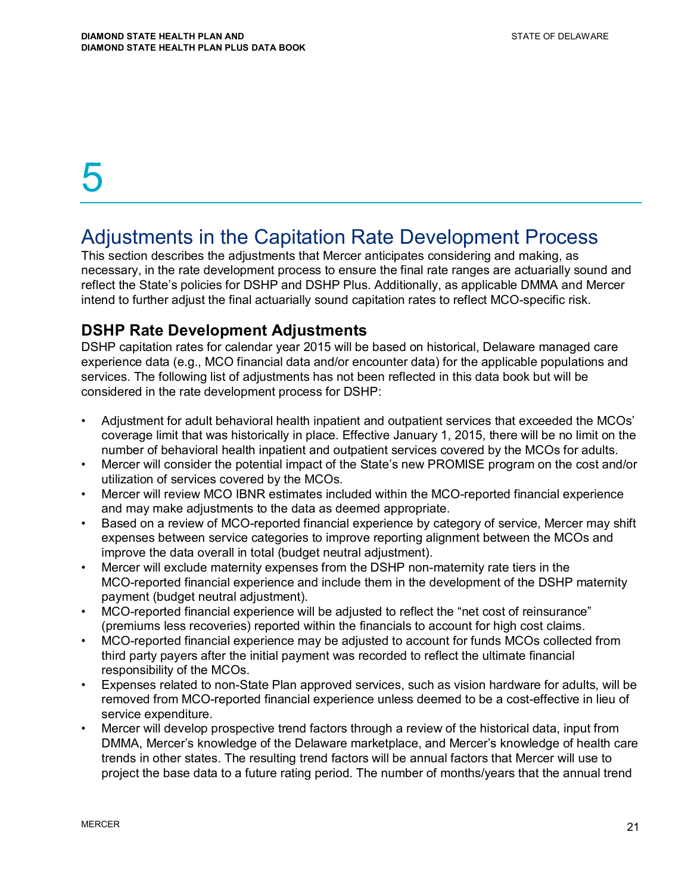# 5

# Adjustments in the Capitation Rate Development Process

This section describes the adjustments that Mercer anticipates considering and making, as necessary, in the rate development process to ensure the final rate ranges are actuarially sound and reflect the State's policies for DSHP and DSHP Plus. Additionally, as applicable DMMA and Mercer intend to further adjust the final actuarially sound capitation rates to reflect MCO-specific risk.

## DSHP Rate Development Adjustments

DSHP capitation rates for calendar year 2015 will be based on historical, Delaware managed care experience data (e.g., MCO financial data and/or encounter data) for the applicable populations and services. The following list of adjustments has not been reflected in this data book but will be considered in the rate development process for DSHP:

- Adjustment for adult behavioral health inpatient and outpatient services that exceeded the MCOs' coverage limit that was historically in place. Effective January 1, 2015, there will be no limit on the number of behavioral health inpatient and outpatient services covered by the MCOs for adults.
- Mercer will consider the potential impact of the State's new PROMISE program on the cost and/or utilization of services covered by the MCOs.
- Mercer will review MCO IBNR estimates included within the MCO-reported financial experience and may make adjustments to the data as deemed appropriate.
- Based on a review of MCO-reported financial experience by category of service, Mercer may shift expenses between service categories to improve reporting alignment between the MCOs and improve the data overall in total (budget neutral adjustment).
- Mercer will exclude maternity expenses from the DSHP non-maternity rate tiers in the MCO-reported financial experience and include them in the development of the DSHP maternity payment (budget neutral adjustment).
- MCO-reported financial experience will be adjusted to reflect the "net cost of reinsurance" (premiums less recoveries) reported within the financials to account for high cost claims.
- MCO-reported financial experience may be adjusted to account for funds MCOs collected from third party payers after the initial payment was recorded to reflect the ultimate financial responsibility of the MCOs.
- Expenses related to non-State Plan approved services, such as vision hardware for adults, will be removed from MCO-reported financial experience unless deemed to be a cost-effective in lieu of service expenditure.
- Mercer will develop prospective trend factors through a review of the historical data, input from DMMA, Mercer's knowledge of the Delaware marketplace, and Mercer's knowledge of health care trends in other states. The resulting trend factors will be annual factors that Mercer will use to project the base data to a future rating period. The number of months/years that the annual trend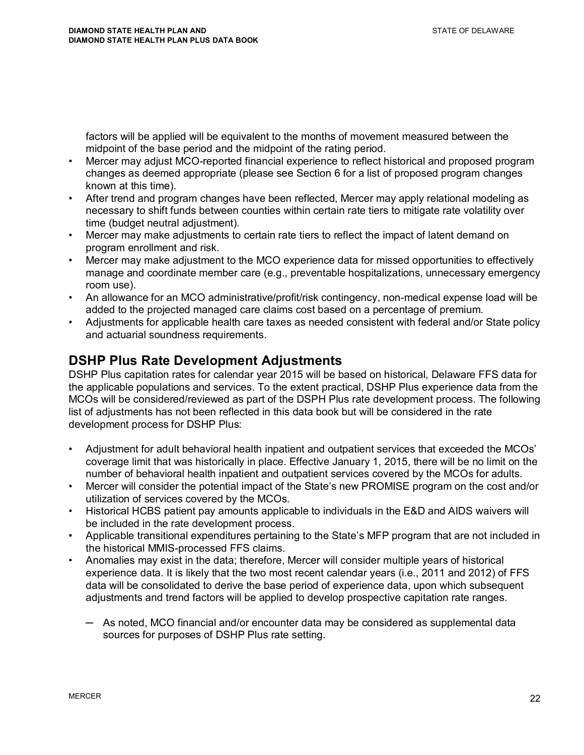factors will be applied will be equivalent to the months of movement measured between the midpoint of the base period and the midpoint of the rating period.

- Mercer may adjust MCO-reported financial experience to reflect historical and proposed program changes as deemed appropriate (please see Section 6 for a list of proposed program changes known at this time).
- After trend and program changes have been reflected, Mercer may apply relational modeling as necessary to shift funds between counties within certain rate tiers to mitigate rate volatility over time (budget neutral adjustment).
- Mercer may make adjustments to certain rate tiers to reflect the impact of latent demand on program enrollment and risk.
- Mercer may make adjustment to the MCO experience data for missed opportunities to effectively manage and coordinate member care (e.g., preventable hospitalizations, unnecessary emergency room use).
- An allowance for an MCO administrative/profit/risk contingency, non-medical expense load will be added to the projected managed care claims cost based on a percentage of premium.
- Adjustments for applicable health care taxes as needed consistent with federal and/or State policy and actuarial soundness requirements.

## DSHP Plus Rate Development Adjustments

DSHP Plus capitation rates for calendar year 2015 will be based on historical, Delaware FFS data for the applicable populations and services. To the extent practical, DSHP Plus experience data from the MCOs will be considered/reviewed as part of the DSPH Plus rate development process. The following list of adjustments has not been reflected in this data book but will be considered in the rate development process for DSHP Plus:

- Adjustment for adult behavioral health inpatient and outpatient services that exceeded the MCOs' coverage limit that was historically in place. Effective January 1, 2015, there will be no limit on the number of behavioral health inpatient and outpatient services covered by the MCOs for adults.
- Mercer will consider the potential impact of the State's new PROMISE program on the cost and/or utilization of services covered by the MCOs.
- Historical HCBS patient pay amounts applicable to individuals in the E&D and AIDS waivers will be included in the rate development process.
- Applicable transitional expenditures pertaining to the State's MFP program that are not included in the historical MMIS-processed FFS claims.
- Anomalies may exist in the data; therefore, Mercer will consider multiple years of historical experience data. It is likely that the two most recent calendar years (i.e., 2011 and 2012) of FFS data will be consolidated to derive the base period of experience data, upon which subsequent adjustments and trend factors will be applied to develop prospective capitation rate ranges.
  - As noted, MCO financial and/or encounter data may be considered as supplemental data sources for purposes of DSHP Plus rate setting.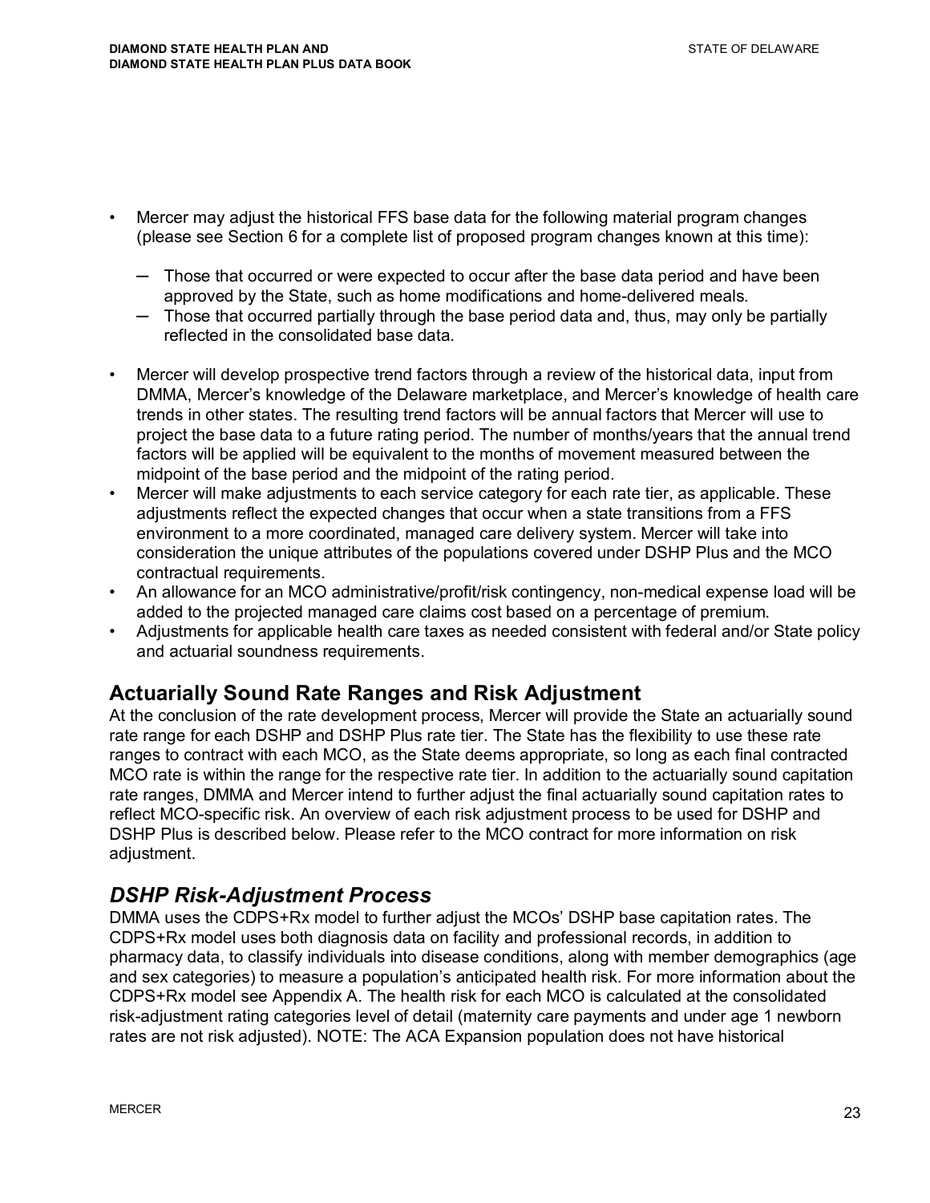- Mercer may adjust the historical FFS base data for the following material program changes (please see Section 6 for a complete list of proposed program changes known at this time):
  - Those that occurred or were expected to occur after the base data period and have been approved by the State, such as home modifications and home-delivered meals.
  - Those that occurred partially through the base period data and, thus, may only be partially reflected in the consolidated base data.
- Mercer will develop prospective trend factors through a review of the historical data, input from DMMA, Mercer's knowledge of the Delaware marketplace, and Mercer's knowledge of health care trends in other states. The resulting trend factors will be annual factors that Mercer will use to project the base data to a future rating period. The number of months/years that the annual trend factors will be applied will be equivalent to the months of movement measured between the midpoint of the base period and the midpoint of the rating period.
- Mercer will make adjustments to each service category for each rate tier, as applicable. These adjustments reflect the expected changes that occur when a state transitions from a FFS environment to a more coordinated, managed care delivery system. Mercer will take into consideration the unique attributes of the populations covered under DSHP Plus and the MCO contractual requirements.
- An allowance for an MCO administrative/profit/risk contingency, non-medical expense load will be added to the projected managed care claims cost based on a percentage of premium.
- Adjustments for applicable health care taxes as needed consistent with federal and/or State policy and actuarial soundness requirements.

## Actuarially Sound Rate Ranges and Risk Adjustment

At the conclusion of the rate development process, Mercer will provide the State an actuarially sound rate range for each DSHP and DSHP Plus rate tier. The State has the flexibility to use these rate ranges to contract with each MCO, as the State deems appropriate, so long as each final contracted MCO rate is within the range for the respective rate tier. In addition to the actuarially sound capitation rate ranges, DMMA and Mercer intend to further adjust the final actuarially sound capitation rates to reflect MCO-specific risk. An overview of each risk adjustment process to be used for DSHP and DSHP Plus is described below. Please refer to the MCO contract for more information on risk adjustment.

## *DSHP Risk-Adjustment Process*

DMMA uses the CDPS+Rx model to further adjust the MCOs' DSHP base capitation rates. The CDPS+Rx model uses both diagnosis data on facility and professional records, in addition to pharmacy data, to classify individuals into disease conditions, along with member demographics (age and sex categories) to measure a population's anticipated health risk. For more information about the CDPS+Rx model see Appendix A. The health risk for each MCO is calculated at the consolidated risk-adjustment rating categories level of detail (maternity care payments and under age 1 newborn rates are not risk adjusted). NOTE: The ACA Expansion population does not have historical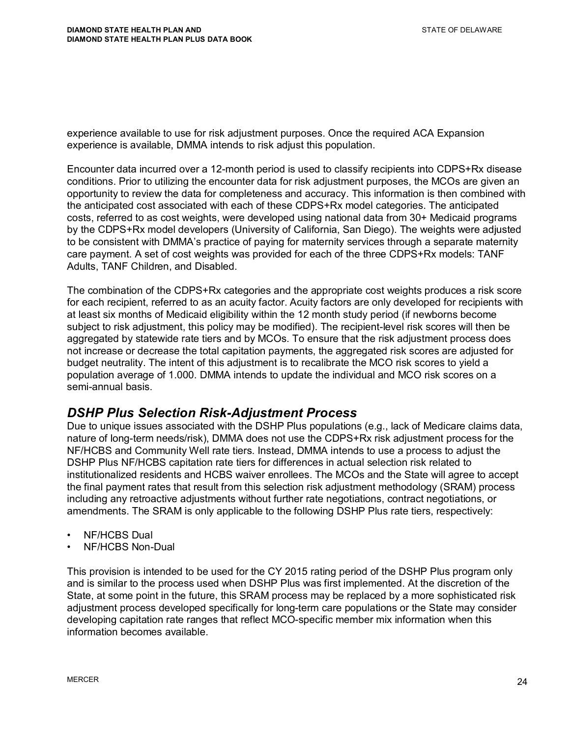experience available to use for risk adjustment purposes. Once the required ACA Expansion experience is available, DMMA intends to risk adjust this population.

Encounter data incurred over a 12-month period is used to classify recipients into CDPS+Rx disease conditions. Prior to utilizing the encounter data for risk adjustment purposes, the MCOs are given an opportunity to review the data for completeness and accuracy. This information is then combined with the anticipated cost associated with each of these CDPS+Rx model categories. The anticipated costs, referred to as cost weights, were developed using national data from 30+ Medicaid programs by the CDPS+Rx model developers (University of California, San Diego). The weights were adjusted to be consistent with DMMA's practice of paying for maternity services through a separate maternity care payment. A set of cost weights was provided for each of the three CDPS+Rx models: TANF Adults, TANF Children, and Disabled.

The combination of the CDPS+Rx categories and the appropriate cost weights produces a risk score for each recipient, referred to as an acuity factor. Acuity factors are only developed for recipients with at least six months of Medicaid eligibility within the 12 month study period (if newborns become subject to risk adjustment, this policy may be modified). The recipient-level risk scores will then be aggregated by statewide rate tiers and by MCOs. To ensure that the risk adjustment process does not increase or decrease the total capitation payments, the aggregated risk scores are adjusted for budget neutrality. The intent of this adjustment is to recalibrate the MCO risk scores to yield a population average of 1.000. DMMA intends to update the individual and MCO risk scores on a semi-annual basis.

## *DSHP Plus Selection Risk-Adjustment Process*

Due to unique issues associated with the DSHP Plus populations (e.g., lack of Medicare claims data, nature of long-term needs/risk), DMMA does not use the CDPS+Rx risk adjustment process for the NF/HCBS and Community Well rate tiers. Instead, DMMA intends to use a process to adjust the DSHP Plus NF/HCBS capitation rate tiers for differences in actual selection risk related to institutionalized residents and HCBS waiver enrollees. The MCOs and the State will agree to accept the final payment rates that result from this selection risk adjustment methodology (SRAM) process including any retroactive adjustments without further rate negotiations, contract negotiations, or amendments. The SRAM is only applicable to the following DSHP Plus rate tiers, respectively:

- NF/HCBS Dual
- NF/HCBS Non-Dual

This provision is intended to be used for the CY 2015 rating period of the DSHP Plus program only and is similar to the process used when DSHP Plus was first implemented. At the discretion of the State, at some point in the future, this SRAM process may be replaced by a more sophisticated risk adjustment process developed specifically for long-term care populations or the State may consider developing capitation rate ranges that reflect MCO-specific member mix information when this information becomes available.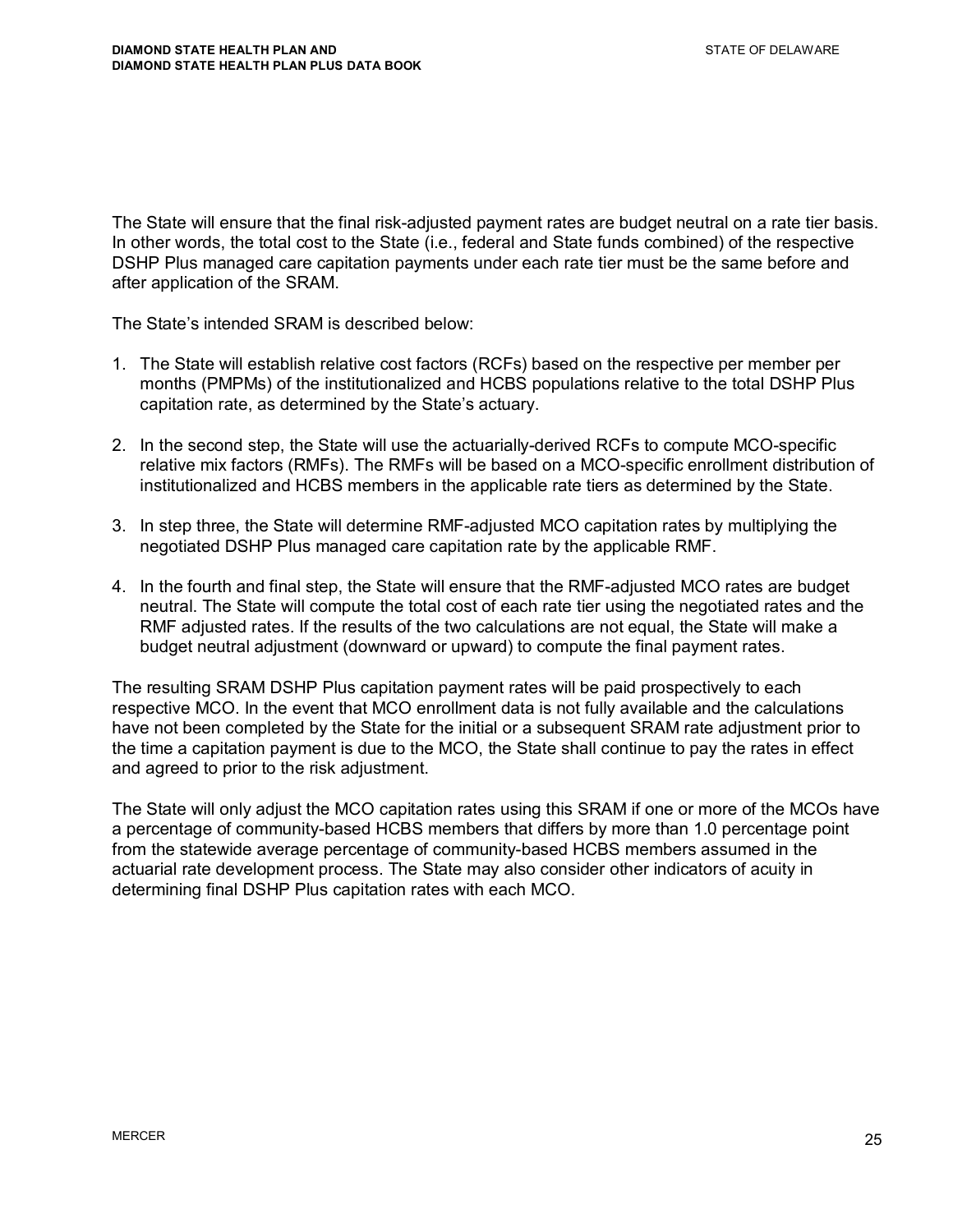The State will ensure that the final risk-adjusted payment rates are budget neutral on a rate tier basis. In other words, the total cost to the State (i.e., federal and State funds combined) of the respective DSHP Plus managed care capitation payments under each rate tier must be the same before and after application of the SRAM.

The State's intended SRAM is described below:

1. The State will establish relative cost factors (RCFs) based on the respective per member per months (PMPMs) of the institutionalized and HCBS populations relative to the total DSHP Plus capitation rate, as determined by the State's actuary.

2. In the second step, the State will use the actuarially-derived RCFs to compute MCO-specific relative mix factors (RMFs). The RMFs will be based on a MCO-specific enrollment distribution of institutionalized and HCBS members in the applicable rate tiers as determined by the State.

3. In step three, the State will determine RMF-adjusted MCO capitation rates by multiplying the negotiated DSHP Plus managed care capitation rate by the applicable RMF.

4. In the fourth and final step, the State will ensure that the RMF-adjusted MCO rates are budget neutral. The State will compute the total cost of each rate tier using the negotiated rates and the RMF adjusted rates. If the results of the two calculations are not equal, the State will make a budget neutral adjustment (downward or upward) to compute the final payment rates.

The resulting SRAM DSHP Plus capitation payment rates will be paid prospectively to each respective MCO. In the event that MCO enrollment data is not fully available and the calculations have not been completed by the State for the initial or a subsequent SRAM rate adjustment prior to the time a capitation payment is due to the MCO, the State shall continue to pay the rates in effect and agreed to prior to the risk adjustment.

The State will only adjust the MCO capitation rates using this SRAM if one or more of the MCOs have a percentage of community-based HCBS members that differs by more than 1.0 percentage point from the statewide average percentage of community-based HCBS members assumed in the actuarial rate development process. The State may also consider other indicators of acuity in determining final DSHP Plus capitation rates with each MCO.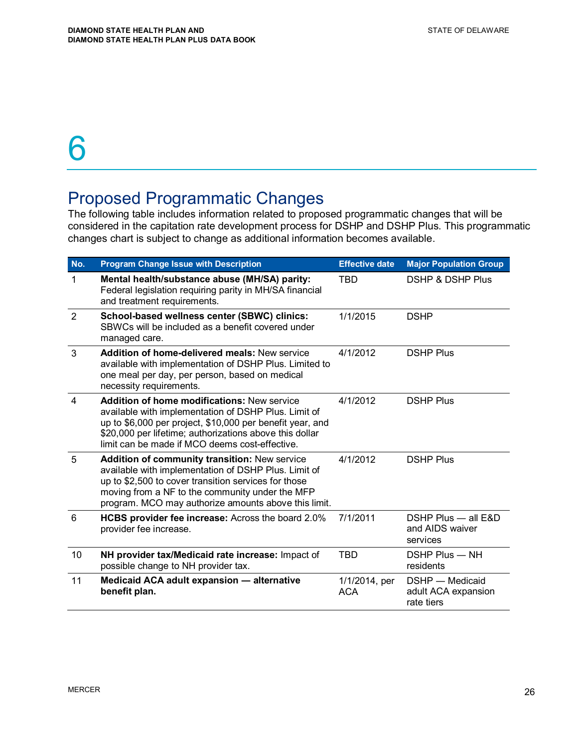# 6

## Proposed Programmatic Changes

The following table includes information related to proposed programmatic changes that will be considered in the capitation rate development process for DSHP and DSHP Plus. This programmatic changes chart is subject to change as additional information becomes available.

| No. | Program Change Issue with Description | Effective date | Major Population Group |
|---|---|---|---|
| 1 | **Mental health/substance abuse (MH/SA) parity:** Federal legislation requiring parity in MH/SA financial and treatment requirements. | TBD | DSHP & DSHP Plus |
| 2 | **School-based wellness center (SBWC) clinics:** SBWCs will be included as a benefit covered under managed care. | 1/1/2015 | DSHP |
| 3 | **Addition of home-delivered meals:** New service available with implementation of DSHP Plus. Limited to one meal per day, per person, based on medical necessity requirements. | 4/1/2012 | DSHP Plus |
| 4 | **Addition of home modifications:** New service available with implementation of DSHP Plus. Limit of up to $6,000 per project, $10,000 per benefit year, and $20,000 per lifetime; authorizations above this dollar limit can be made if MCO deems cost-effective. | 4/1/2012 | DSHP Plus |
| 5 | **Addition of community transition:** New service available with implementation of DSHP Plus. Limit of up to $2,500 to cover transition services for those moving from a NF to the community under the MFP program. MCO may authorize amounts above this limit. | 4/1/2012 | DSHP Plus |
| 6 | **HCBS provider fee increase:** Across the board 2.0% provider fee increase. | 7/1/2011 | DSHP Plus — all E&D and AIDS waiver services |
| 10 | **NH provider tax/Medicaid rate increase:** Impact of possible change to NH provider tax. | TBD | DSHP Plus — NH residents |
| 11 | **Medicaid ACA adult expansion — alternative benefit plan.** | 1/1/2014, per ACA | DSHP — Medicaid adult ACA expansion rate tiers |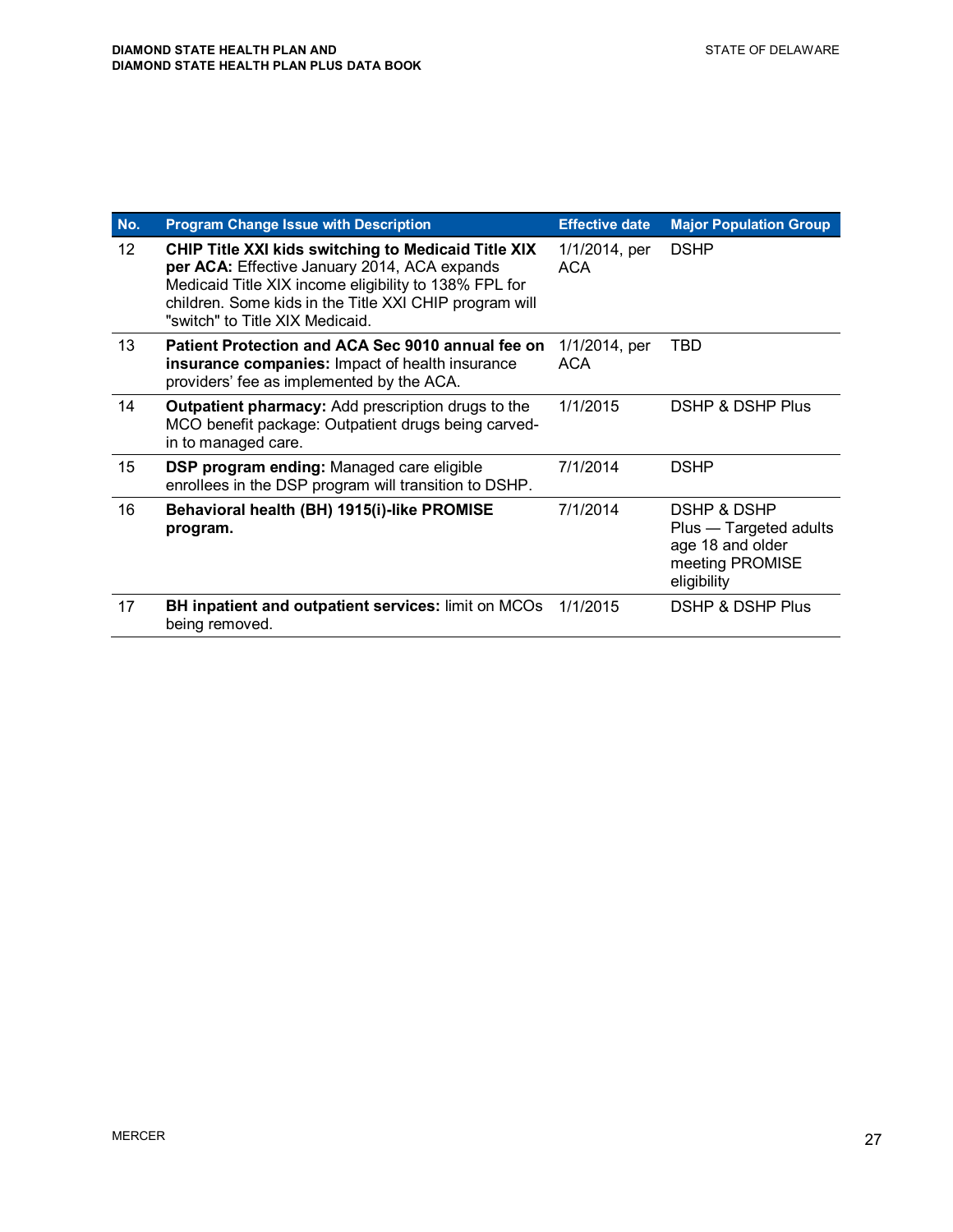| No. | Program Change Issue with Description | Effective date | Major Population Group |
|---|---|---|---|
| 12 | **CHIP Title XXI kids switching to Medicaid Title XIX per ACA:** Effective January 2014, ACA expands Medicaid Title XIX income eligibility to 138% FPL for children. Some kids in the Title XXI CHIP program will "switch" to Title XIX Medicaid. | 1/1/2014, per ACA | DSHP |
| 13 | **Patient Protection and ACA Sec 9010 annual fee on insurance companies:** Impact of health insurance providers' fee as implemented by the ACA. | 1/1/2014, per ACA | TBD |
| 14 | **Outpatient pharmacy:** Add prescription drugs to the MCO benefit package: Outpatient drugs being carved-in to managed care. | 1/1/2015 | DSHP & DSHP Plus |
| 15 | **DSP program ending:** Managed care eligible enrollees in the DSP program will transition to DSHP. | 7/1/2014 | DSHP |
| 16 | **Behavioral health (BH) 1915(i)-like PROMISE program.** | 7/1/2014 | DSHP & DSHP Plus — Targeted adults age 18 and older meeting PROMISE eligibility |
| 17 | **BH inpatient and outpatient services:** limit on MCOs being removed. | 1/1/2015 | DSHP & DSHP Plus |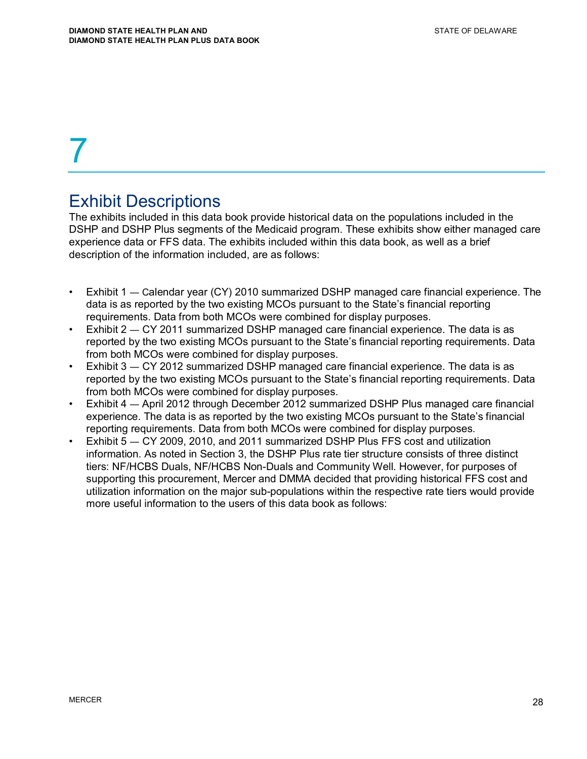# 7

## Exhibit Descriptions

The exhibits included in this data book provide historical data on the populations included in the DSHP and DSHP Plus segments of the Medicaid program. These exhibits show either managed care experience data or FFS data. The exhibits included within this data book, as well as a brief description of the information included, are as follows:

- Exhibit 1 — Calendar year (CY) 2010 summarized DSHP managed care financial experience. The data is as reported by the two existing MCOs pursuant to the State's financial reporting requirements. Data from both MCOs were combined for display purposes.
- Exhibit 2 — CY 2011 summarized DSHP managed care financial experience. The data is as reported by the two existing MCOs pursuant to the State's financial reporting requirements. Data from both MCOs were combined for display purposes.
- Exhibit 3 — CY 2012 summarized DSHP managed care financial experience. The data is as reported by the two existing MCOs pursuant to the State's financial reporting requirements. Data from both MCOs were combined for display purposes.
- Exhibit 4 — April 2012 through December 2012 summarized DSHP Plus managed care financial experience. The data is as reported by the two existing MCOs pursuant to the State's financial reporting requirements. Data from both MCOs were combined for display purposes.
- Exhibit 5 — CY 2009, 2010, and 2011 summarized DSHP Plus FFS cost and utilization information. As noted in Section 3, the DSHP Plus rate tier structure consists of three distinct tiers: NF/HCBS Duals, NF/HCBS Non-Duals and Community Well. However, for purposes of supporting this procurement, Mercer and DMMA decided that providing historical FFS cost and utilization information on the major sub-populations within the respective rate tiers would provide more useful information to the users of this data book as follows: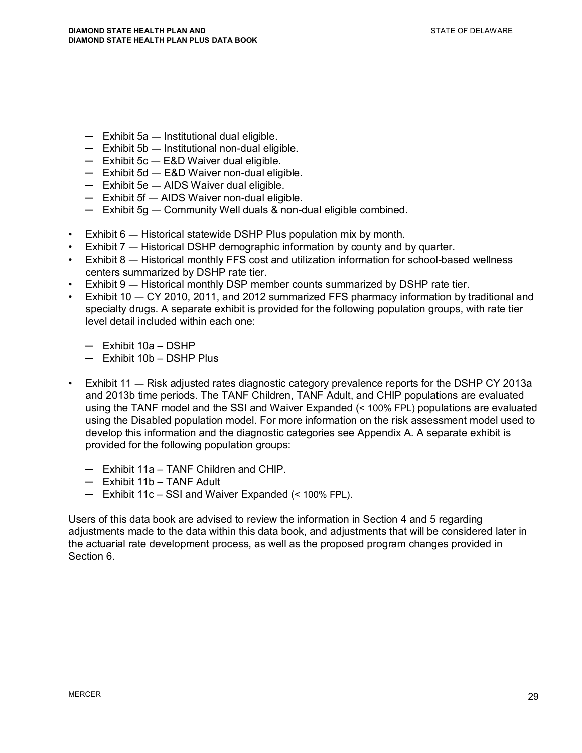- Exhibit 5a — Institutional dual eligible.
  - Exhibit 5b — Institutional non-dual eligible.
  - Exhibit 5c — E&D Waiver dual eligible.
  - Exhibit 5d — E&D Waiver non-dual eligible.
  - Exhibit 5e — AIDS Waiver dual eligible.
  - Exhibit 5f — AIDS Waiver non-dual eligible.
  - Exhibit 5g — Community Well duals & non-dual eligible combined.

- Exhibit 6 — Historical statewide DSHP Plus population mix by month.
- Exhibit 7 — Historical DSHP demographic information by county and by quarter.
- Exhibit 8 — Historical monthly FFS cost and utilization information for school-based wellness centers summarized by DSHP rate tier.
- Exhibit 9 — Historical monthly DSP member counts summarized by DSHP rate tier.
- Exhibit 10 — CY 2010, 2011, and 2012 summarized FFS pharmacy information by traditional and specialty drugs. A separate exhibit is provided for the following population groups, with rate tier level detail included within each one:

  - Exhibit 10a – DSHP
  - Exhibit 10b – DSHP Plus

- Exhibit 11 — Risk adjusted rates diagnostic category prevalence reports for the DSHP CY 2013a and 2013b time periods. The TANF Children, TANF Adult, and CHIP populations are evaluated using the TANF model and the SSI and Waiver Expanded (≤ 100% FPL) populations are evaluated using the Disabled population model. For more information on the risk assessment model used to develop this information and the diagnostic categories see Appendix A. A separate exhibit is provided for the following population groups:

  - Exhibit 11a – TANF Children and CHIP.
  - Exhibit 11b – TANF Adult
  - Exhibit 11c – SSI and Waiver Expanded (≤ 100% FPL).

Users of this data book are advised to review the information in Section 4 and 5 regarding adjustments made to the data within this data book, and adjustments that will be considered later in the actuarial rate development process, as well as the proposed program changes provided in Section 6.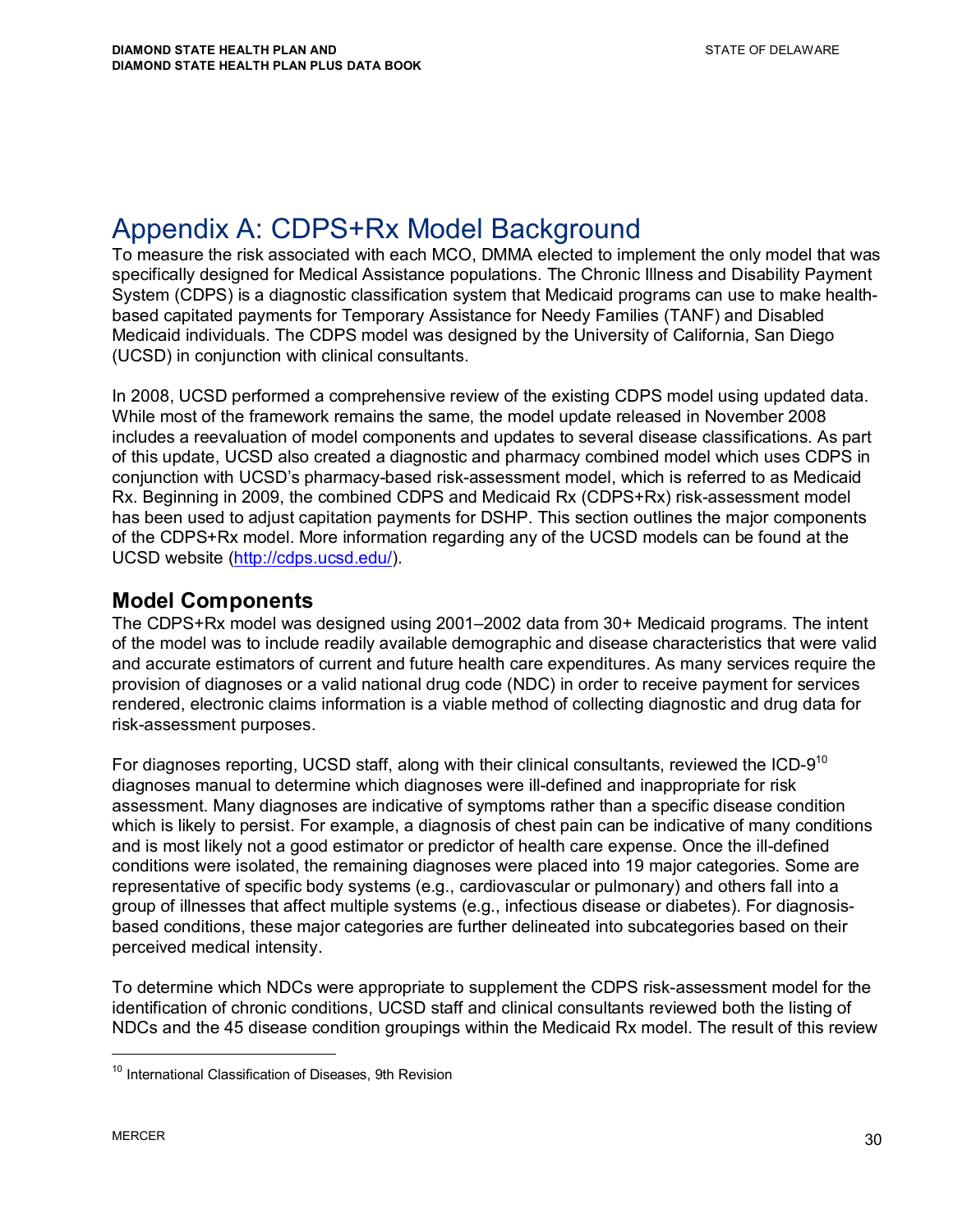# Appendix A: CDPS+Rx Model Background

To measure the risk associated with each MCO, DMMA elected to implement the only model that was specifically designed for Medical Assistance populations. The Chronic Illness and Disability Payment System (CDPS) is a diagnostic classification system that Medicaid programs can use to make health-based capitated payments for Temporary Assistance for Needy Families (TANF) and Disabled Medicaid individuals. The CDPS model was designed by the University of California, San Diego (UCSD) in conjunction with clinical consultants.

In 2008, UCSD performed a comprehensive review of the existing CDPS model using updated data. While most of the framework remains the same, the model update released in November 2008 includes a reevaluation of model components and updates to several disease classifications. As part of this update, UCSD also created a diagnostic and pharmacy combined model which uses CDPS in conjunction with UCSD's pharmacy-based risk-assessment model, which is referred to as Medicaid Rx. Beginning in 2009, the combined CDPS and Medicaid Rx (CDPS+Rx) risk-assessment model has been used to adjust capitation payments for DSHP. This section outlines the major components of the CDPS+Rx model. More information regarding any of the UCSD models can be found at the UCSD website (http://cdps.ucsd.edu/).

## Model Components

The CDPS+Rx model was designed using 2001–2002 data from 30+ Medicaid programs. The intent of the model was to include readily available demographic and disease characteristics that were valid and accurate estimators of current and future health care expenditures. As many services require the provision of diagnoses or a valid national drug code (NDC) in order to receive payment for services rendered, electronic claims information is a viable method of collecting diagnostic and drug data for risk-assessment purposes.

For diagnoses reporting, UCSD staff, along with their clinical consultants, reviewed the ICD-9[10] diagnoses manual to determine which diagnoses were ill-defined and inappropriate for risk assessment. Many diagnoses are indicative of symptoms rather than a specific disease condition which is likely to persist. For example, a diagnosis of chest pain can be indicative of many conditions and is most likely not a good estimator or predictor of health care expense. Once the ill-defined conditions were isolated, the remaining diagnoses were placed into 19 major categories. Some are representative of specific body systems (e.g., cardiovascular or pulmonary) and others fall into a group of illnesses that affect multiple systems (e.g., infectious disease or diabetes). For diagnosis-based conditions, these major categories are further delineated into subcategories based on their perceived medical intensity.

To determine which NDCs were appropriate to supplement the CDPS risk-assessment model for the identification of chronic conditions, UCSD staff and clinical consultants reviewed both the listing of NDCs and the 45 disease condition groupings within the Medicaid Rx model. The result of this review

[10] International Classification of Diseases, 9th Revision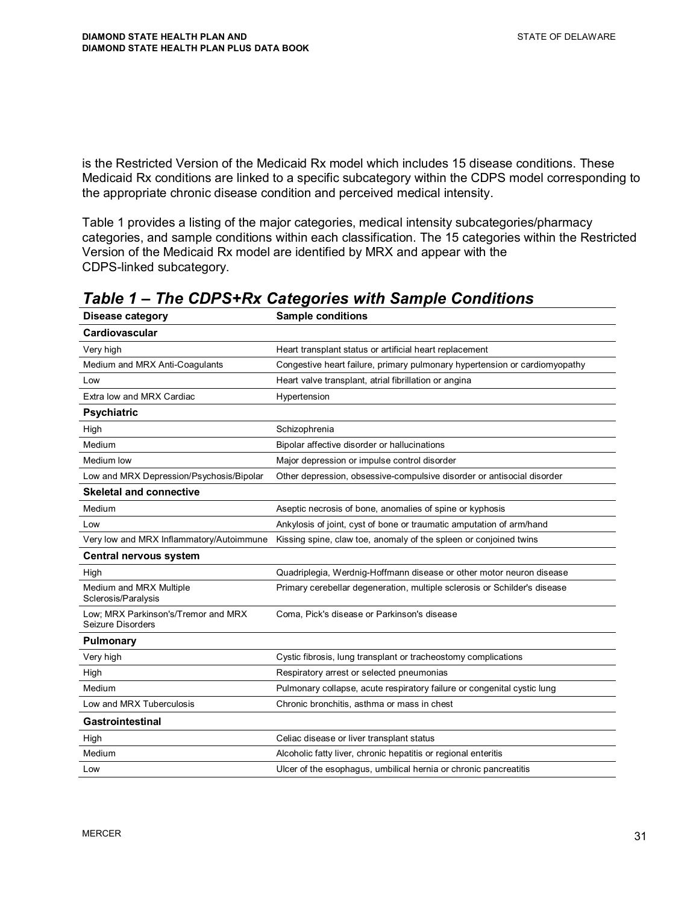is the Restricted Version of the Medicaid Rx model which includes 15 disease conditions. These Medicaid Rx conditions are linked to a specific subcategory within the CDPS model corresponding to the appropriate chronic disease condition and perceived medical intensity.

Table 1 provides a listing of the major categories, medical intensity subcategories/pharmacy categories, and sample conditions within each classification. The 15 categories within the Restricted Version of the Medicaid Rx model are identified by MRX and appear with the CDPS-linked subcategory.

## *Table 1 – The CDPS+Rx Categories with Sample Conditions*

| Disease category | Sample conditions |
|---|---|
| **Cardiovascular** | |
| Very high | Heart transplant status or artificial heart replacement |
| Medium and MRX Anti-Coagulants | Congestive heart failure, primary pulmonary hypertension or cardiomyopathy |
| Low | Heart valve transplant, atrial fibrillation or angina |
| Extra low and MRX Cardiac | Hypertension |
| **Psychiatric** | |
| High | Schizophrenia |
| Medium | Bipolar affective disorder or hallucinations |
| Medium low | Major depression or impulse control disorder |
| Low and MRX Depression/Psychosis/Bipolar | Other depression, obsessive-compulsive disorder or antisocial disorder |
| **Skeletal and connective** | |
| Medium | Aseptic necrosis of bone, anomalies of spine or kyphosis |
| Low | Ankylosis of joint, cyst of bone or traumatic amputation of arm/hand |
| Very low and MRX Inflammatory/Autoimmune | Kissing spine, claw toe, anomaly of the spleen or conjoined twins |
| **Central nervous system** | |
| High | Quadriplegia, Werdnig-Hoffmann disease or other motor neuron disease |
| Medium and MRX Multiple Sclerosis/Paralysis | Primary cerebellar degeneration, multiple sclerosis or Schilder's disease |
| Low; MRX Parkinson's/Tremor and MRX Seizure Disorders | Coma, Pick's disease or Parkinson's disease |
| **Pulmonary** | |
| Very high | Cystic fibrosis, lung transplant or tracheostomy complications |
| High | Respiratory arrest or selected pneumonias |
| Medium | Pulmonary collapse, acute respiratory failure or congenital cystic lung |
| Low and MRX Tuberculosis | Chronic bronchitis, asthma or mass in chest |
| **Gastrointestinal** | |
| High | Celiac disease or liver transplant status |
| Medium | Alcoholic fatty liver, chronic hepatitis or regional enteritis |
| Low | Ulcer of the esophagus, umbilical hernia or chronic pancreatitis |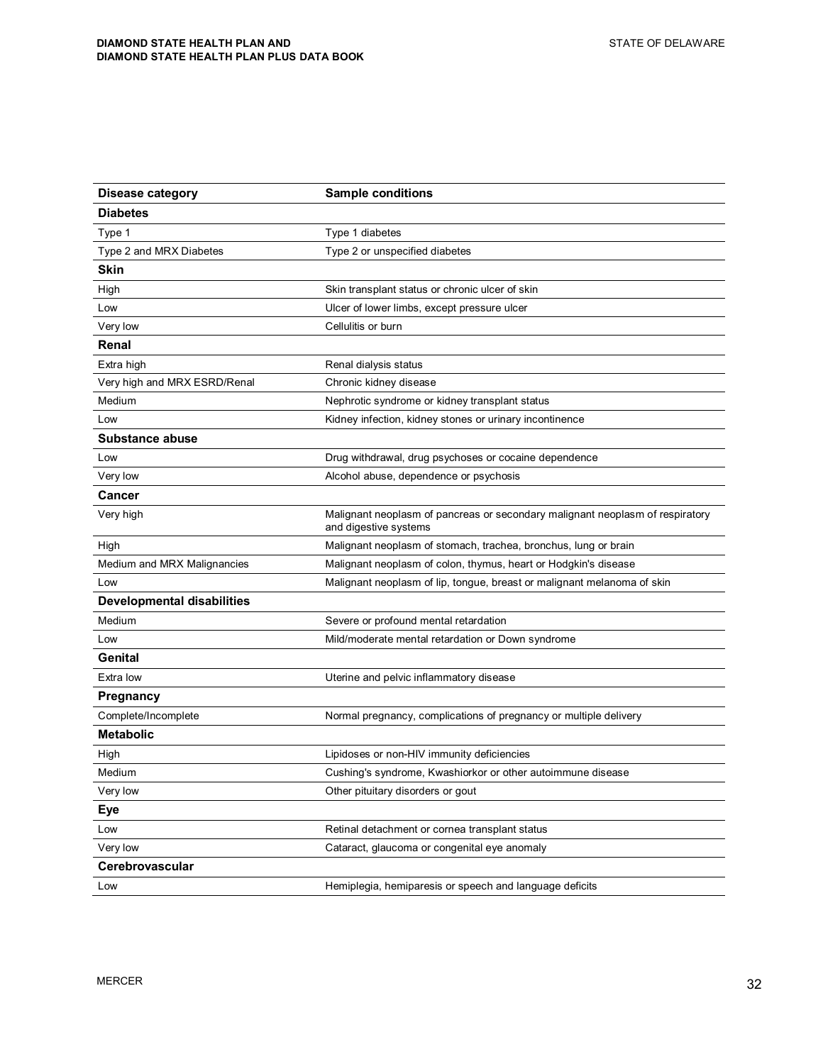| Disease category | Sample conditions |
| --- | --- |
| **Diabetes** | |
| Type 1 | Type 1 diabetes |
| Type 2 and MRX Diabetes | Type 2 or unspecified diabetes |
| **Skin** | |
| High | Skin transplant status or chronic ulcer of skin |
| Low | Ulcer of lower limbs, except pressure ulcer |
| Very low | Cellulitis or burn |
| **Renal** | |
| Extra high | Renal dialysis status |
| Very high and MRX ESRD/Renal | Chronic kidney disease |
| Medium | Nephrotic syndrome or kidney transplant status |
| Low | Kidney infection, kidney stones or urinary incontinence |
| **Substance abuse** | |
| Low | Drug withdrawal, drug psychoses or cocaine dependence |
| Very low | Alcohol abuse, dependence or psychosis |
| **Cancer** | |
| Very high | Malignant neoplasm of pancreas or secondary malignant neoplasm of respiratory and digestive systems |
| High | Malignant neoplasm of stomach, trachea, bronchus, lung or brain |
| Medium and MRX Malignancies | Malignant neoplasm of colon, thymus, heart or Hodgkin's disease |
| Low | Malignant neoplasm of lip, tongue, breast or malignant melanoma of skin |
| **Developmental disabilities** | |
| Medium | Severe or profound mental retardation |
| Low | Mild/moderate mental retardation or Down syndrome |
| **Genital** | |
| Extra low | Uterine and pelvic inflammatory disease |
| **Pregnancy** | |
| Complete/Incomplete | Normal pregnancy, complications of pregnancy or multiple delivery |
| **Metabolic** | |
| High | Lipidoses or non-HIV immunity deficiencies |
| Medium | Cushing's syndrome, Kwashiorkor or other autoimmune disease |
| Very low | Other pituitary disorders or gout |
| **Eye** | |
| Low | Retinal detachment or cornea transplant status |
| Very low | Cataract, glaucoma or congenital eye anomaly |
| **Cerebrovascular** | |
| Low | Hemiplegia, hemiparesis or speech and language deficits |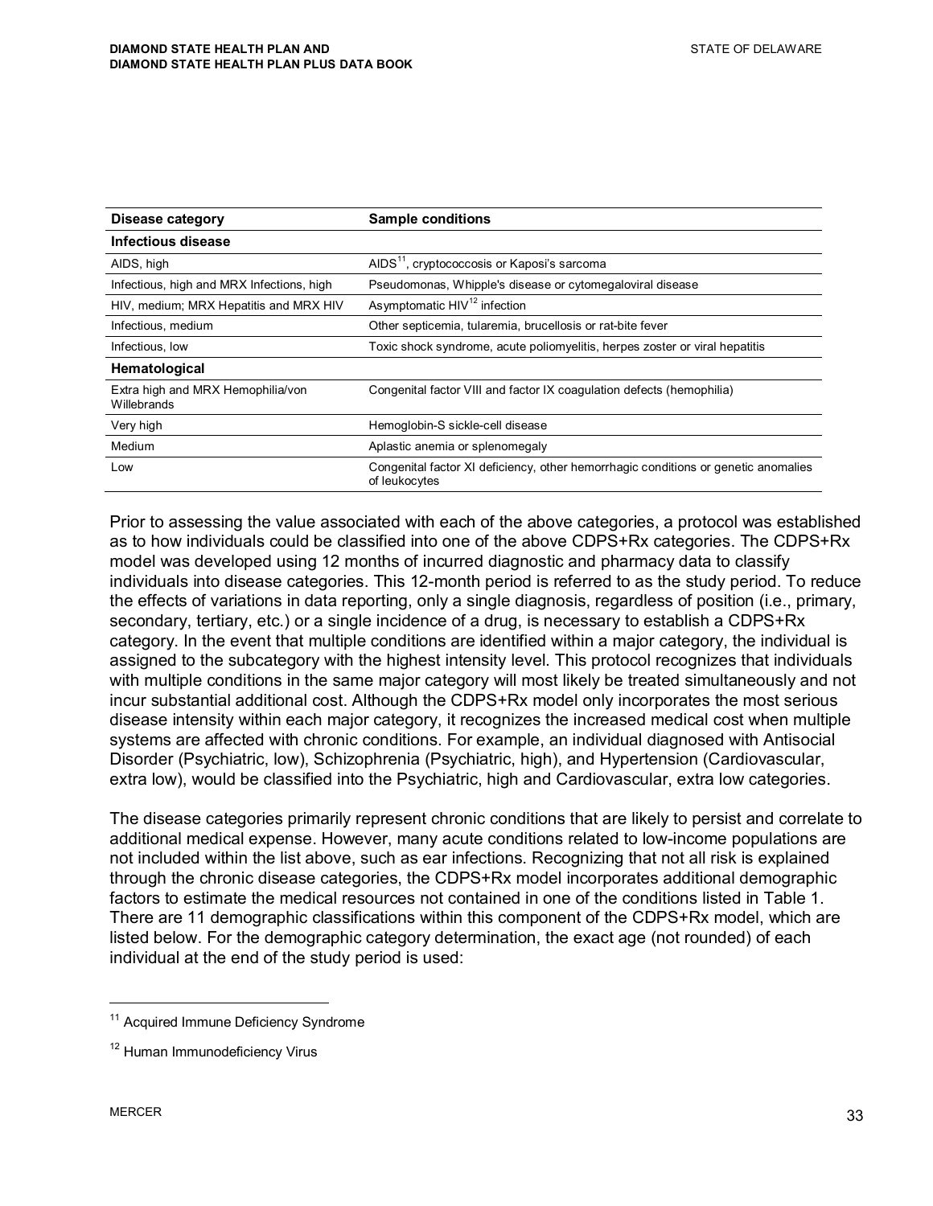| Disease category | Sample conditions |
|---|---|
| **Infectious disease** | |
| AIDS, high | AIDS[11], cryptococcosis or Kaposi's sarcoma |
| Infectious, high and MRX Infections, high | Pseudomonas, Whipple's disease or cytomegaloviral disease |
| HIV, medium; MRX Hepatitis and MRX HIV | Asymptomatic HIV[12] infection |
| Infectious, medium | Other septicemia, tularemia, brucellosis or rat-bite fever |
| Infectious, low | Toxic shock syndrome, acute poliomyelitis, herpes zoster or viral hepatitis |
| **Hematological** | |
| Extra high and MRX Hemophilia/von Willebrands | Congenital factor VIII and factor IX coagulation defects (hemophilia) |
| Very high | Hemoglobin-S sickle-cell disease |
| Medium | Aplastic anemia or splenomegaly |
| Low | Congenital factor XI deficiency, other hemorrhagic conditions or genetic anomalies of leukocytes |

Prior to assessing the value associated with each of the above categories, a protocol was established as to how individuals could be classified into one of the above CDPS+Rx categories. The CDPS+Rx model was developed using 12 months of incurred diagnostic and pharmacy data to classify individuals into disease categories. This 12-month period is referred to as the study period. To reduce the effects of variations in data reporting, only a single diagnosis, regardless of position (i.e., primary, secondary, tertiary, etc.) or a single incidence of a drug, is necessary to establish a CDPS+Rx category. In the event that multiple conditions are identified within a major category, the individual is assigned to the subcategory with the highest intensity level. This protocol recognizes that individuals with multiple conditions in the same major category will most likely be treated simultaneously and not incur substantial additional cost. Although the CDPS+Rx model only incorporates the most serious disease intensity within each major category, it recognizes the increased medical cost when multiple systems are affected with chronic conditions. For example, an individual diagnosed with Antisocial Disorder (Psychiatric, low), Schizophrenia (Psychiatric, high), and Hypertension (Cardiovascular, extra low), would be classified into the Psychiatric, high and Cardiovascular, extra low categories.

The disease categories primarily represent chronic conditions that are likely to persist and correlate to additional medical expense. However, many acute conditions related to low-income populations are not included within the list above, such as ear infections. Recognizing that not all risk is explained through the chronic disease categories, the CDPS+Rx model incorporates additional demographic factors to estimate the medical resources not contained in one of the conditions listed in Table 1. There are 11 demographic classifications within this component of the CDPS+Rx model, which are listed below. For the demographic category determination, the exact age (not rounded) of each individual at the end of the study period is used:

---

[11] Acquired Immune Deficiency Syndrome

[12] Human Immunodeficiency Virus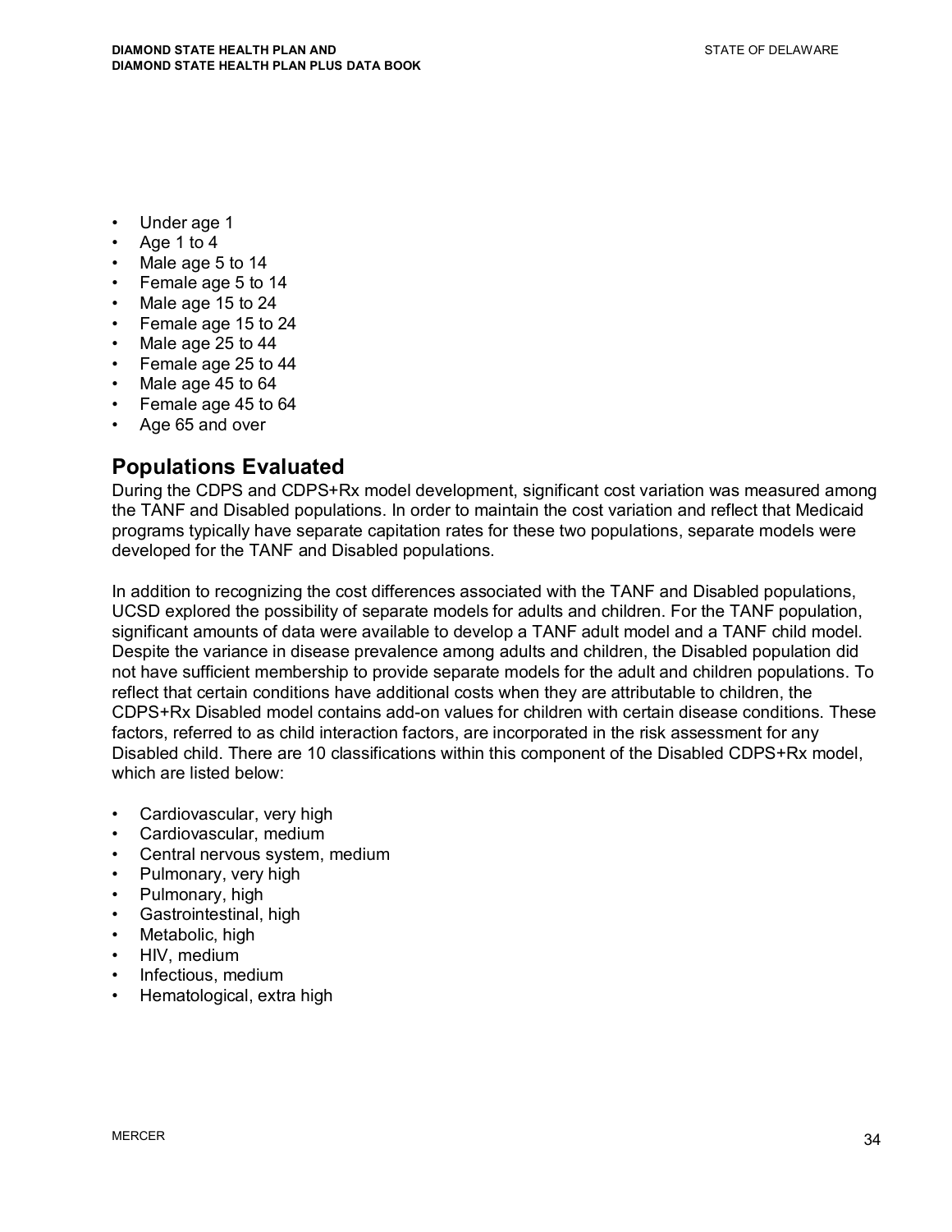- Under age 1
- Age 1 to 4
- Male age 5 to 14
- Female age 5 to 14
- Male age 15 to 24
- Female age 15 to 24
- Male age 25 to 44
- Female age 25 to 44
- Male age 45 to 64
- Female age 45 to 64
- Age 65 and over

## Populations Evaluated

During the CDPS and CDPS+Rx model development, significant cost variation was measured among the TANF and Disabled populations. In order to maintain the cost variation and reflect that Medicaid programs typically have separate capitation rates for these two populations, separate models were developed for the TANF and Disabled populations.

In addition to recognizing the cost differences associated with the TANF and Disabled populations, UCSD explored the possibility of separate models for adults and children. For the TANF population, significant amounts of data were available to develop a TANF adult model and a TANF child model. Despite the variance in disease prevalence among adults and children, the Disabled population did not have sufficient membership to provide separate models for the adult and children populations. To reflect that certain conditions have additional costs when they are attributable to children, the CDPS+Rx Disabled model contains add-on values for children with certain disease conditions. These factors, referred to as child interaction factors, are incorporated in the risk assessment for any Disabled child. There are 10 classifications within this component of the Disabled CDPS+Rx model, which are listed below:

- Cardiovascular, very high
- Cardiovascular, medium
- Central nervous system, medium
- Pulmonary, very high
- Pulmonary, high
- Gastrointestinal, high
- Metabolic, high
- HIV, medium
- Infectious, medium
- Hematological, extra high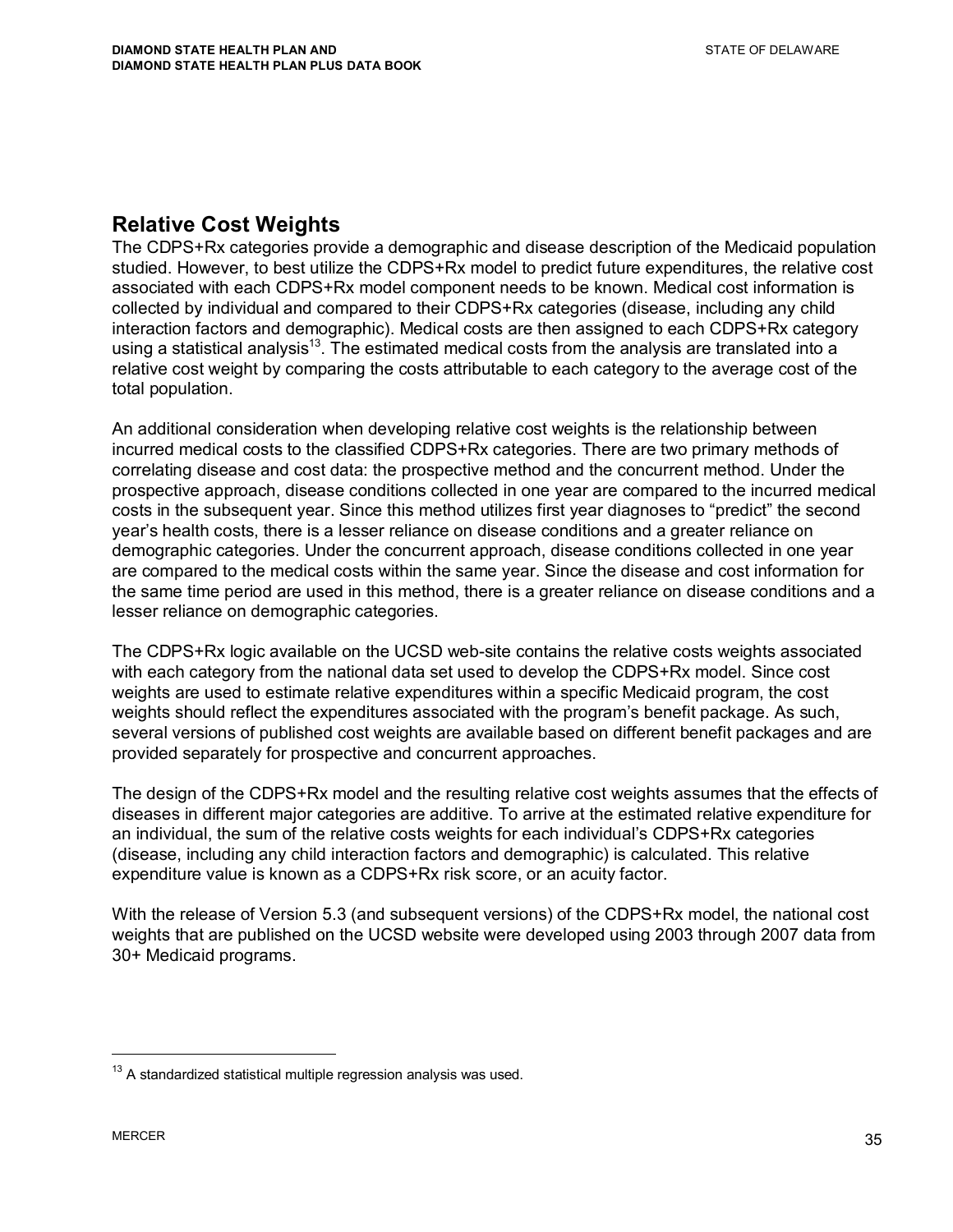## Relative Cost Weights

The CDPS+Rx categories provide a demographic and disease description of the Medicaid population studied. However, to best utilize the CDPS+Rx model to predict future expenditures, the relative cost associated with each CDPS+Rx model component needs to be known. Medical cost information is collected by individual and compared to their CDPS+Rx categories (disease, including any child interaction factors and demographic). Medical costs are then assigned to each CDPS+Rx category using a statistical analysis[13]. The estimated medical costs from the analysis are translated into a relative cost weight by comparing the costs attributable to each category to the average cost of the total population.

An additional consideration when developing relative cost weights is the relationship between incurred medical costs to the classified CDPS+Rx categories. There are two primary methods of correlating disease and cost data: the prospective method and the concurrent method. Under the prospective approach, disease conditions collected in one year are compared to the incurred medical costs in the subsequent year. Since this method utilizes first year diagnoses to "predict" the second year's health costs, there is a lesser reliance on disease conditions and a greater reliance on demographic categories. Under the concurrent approach, disease conditions collected in one year are compared to the medical costs within the same year. Since the disease and cost information for the same time period are used in this method, there is a greater reliance on disease conditions and a lesser reliance on demographic categories.

The CDPS+Rx logic available on the UCSD web-site contains the relative costs weights associated with each category from the national data set used to develop the CDPS+Rx model. Since cost weights are used to estimate relative expenditures within a specific Medicaid program, the cost weights should reflect the expenditures associated with the program's benefit package. As such, several versions of published cost weights are available based on different benefit packages and are provided separately for prospective and concurrent approaches.

The design of the CDPS+Rx model and the resulting relative cost weights assumes that the effects of diseases in different major categories are additive. To arrive at the estimated relative expenditure for an individual, the sum of the relative costs weights for each individual's CDPS+Rx categories (disease, including any child interaction factors and demographic) is calculated. This relative expenditure value is known as a CDPS+Rx risk score, or an acuity factor.

With the release of Version 5.3 (and subsequent versions) of the CDPS+Rx model, the national cost weights that are published on the UCSD website were developed using 2003 through 2007 data from 30+ Medicaid programs.

---

[13] A standardized statistical multiple regression analysis was used.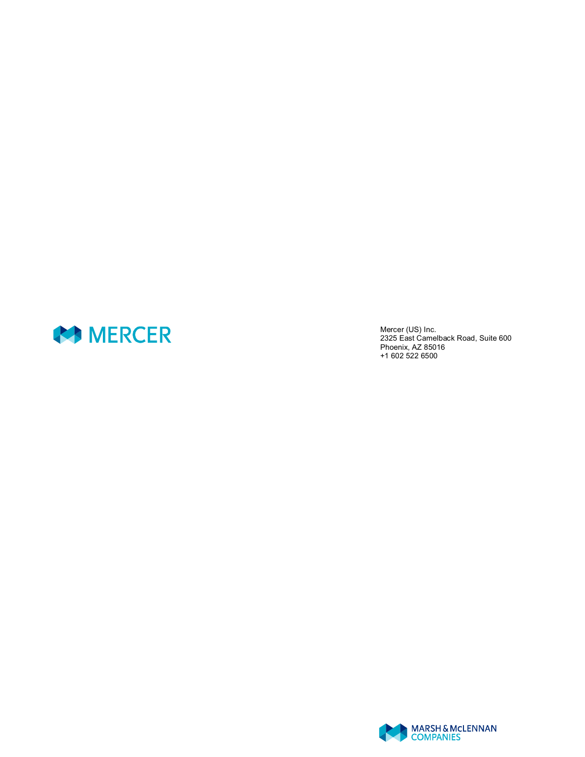MERCER

Mercer (US) Inc.
2325 East Camelback Road, Suite 600
Phoenix, AZ 85016
+1 602 522 6500

MARSH & McLENNAN
COMPANIES